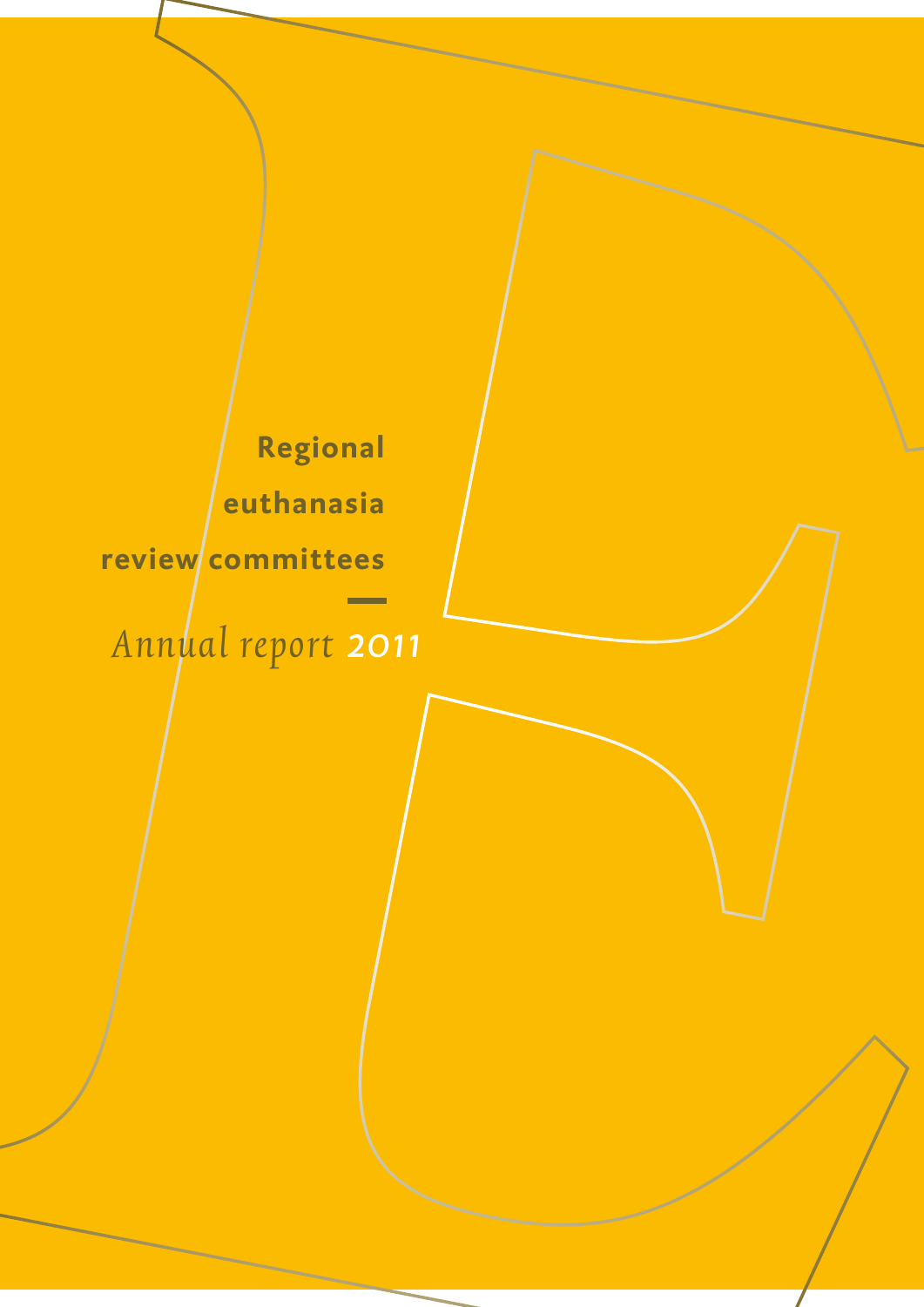# Regional euthanasia review committees

*Annual report* 2011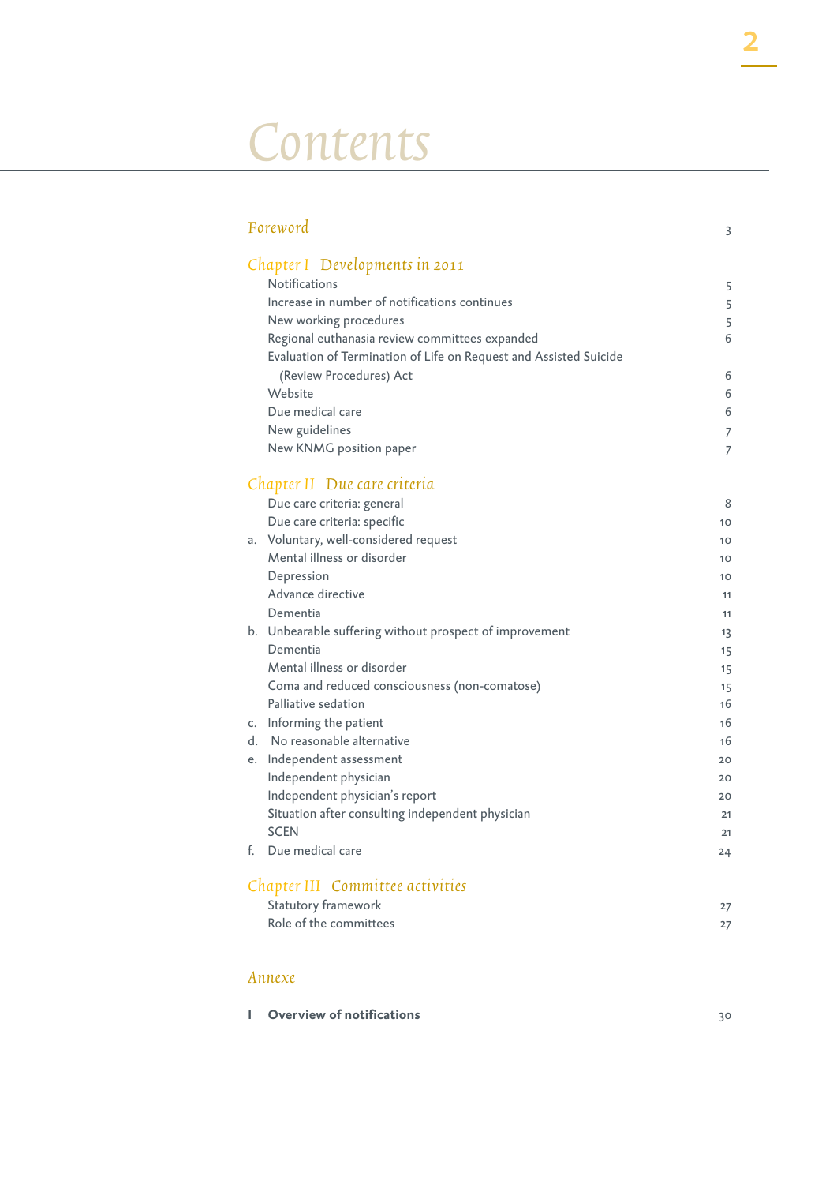# Contents

| | |
|---|---|
| *Foreword* | 3 |
| ***Chapter I Developments in 2011*** | |
| Notifications | 5 |
| Increase in number of notifications continues | 5 |
| New working procedures | 5 |
| Regional euthanasia review committees expanded | 6 |
| Evaluation of Termination of Life on Request and Assisted Suicide (Review Procedures) Act | 6 |
| Website | 6 |
| Due medical care | 6 |
| New guidelines | 7 |
| New KNMG position paper | 7 |
| ***Chapter II Due care criteria*** | |
| Due care criteria: general | 8 |
| Due care criteria: specific | 10 |
| a. Voluntary, well-considered request | 10 |
| Mental illness or disorder | 10 |
| Depression | 10 |
| Advance directive | 11 |
| Dementia | 11 |
| b. Unbearable suffering without prospect of improvement | 13 |
| Dementia | 15 |
| Mental illness or disorder | 15 |
| Coma and reduced consciousness (non-comatose) | 15 |
| Palliative sedation | 16 |
| c. Informing the patient | 16 |
| d. No reasonable alternative | 16 |
| e. Independent assessment | 20 |
| Independent physician | 20 |
| Independent physician's report | 20 |
| Situation after consulting independent physician | 21 |
| SCEN | 21 |
| f. Due medical care | 24 |
| ***Chapter III Committee activities*** | |
| Statutory framework | 27 |
| Role of the committees | 27 |
| *Annexe* | |
| **I Overview of notifications** | 30 |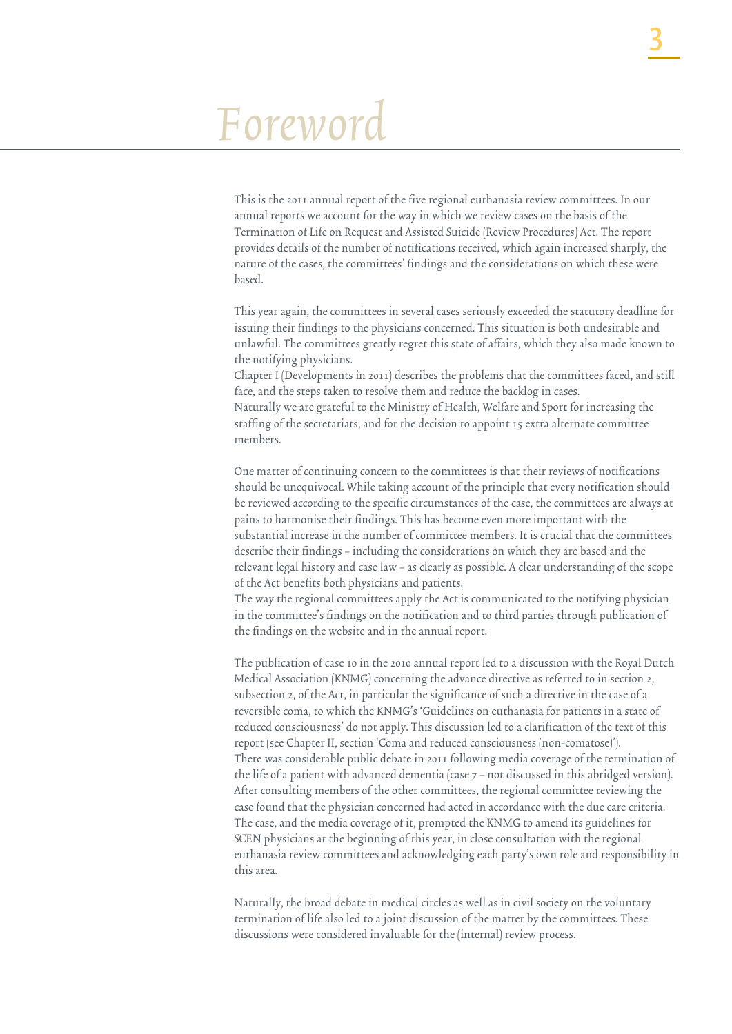# Foreword

This is the 2011 annual report of the five regional euthanasia review committees. In our annual reports we account for the way in which we review cases on the basis of the Termination of Life on Request and Assisted Suicide (Review Procedures) Act. The report provides details of the number of notifications received, which again increased sharply, the nature of the cases, the committees' findings and the considerations on which these were based.

This year again, the committees in several cases seriously exceeded the statutory deadline for issuing their findings to the physicians concerned. This situation is both undesirable and unlawful. The committees greatly regret this state of affairs, which they also made known to the notifying physicians.
Chapter I (Developments in 2011) describes the problems that the committees faced, and still face, and the steps taken to resolve them and reduce the backlog in cases.
Naturally we are grateful to the Ministry of Health, Welfare and Sport for increasing the staffing of the secretariats, and for the decision to appoint 15 extra alternate committee members.

One matter of continuing concern to the committees is that their reviews of notifications should be unequivocal. While taking account of the principle that every notification should be reviewed according to the specific circumstances of the case, the committees are always at pains to harmonise their findings. This has become even more important with the substantial increase in the number of committee members. It is crucial that the committees describe their findings – including the considerations on which they are based and the relevant legal history and case law – as clearly as possible. A clear understanding of the scope of the Act benefits both physicians and patients.
The way the regional committees apply the Act is communicated to the notifying physician in the committee's findings on the notification and to third parties through publication of the findings on the website and in the annual report.

The publication of case 10 in the 2010 annual report led to a discussion with the Royal Dutch Medical Association (KNMG) concerning the advance directive as referred to in section 2, subsection 2, of the Act, in particular the significance of such a directive in the case of a reversible coma, to which the KNMG's 'Guidelines on euthanasia for patients in a state of reduced consciousness' do not apply. This discussion led to a clarification of the text of this report (see Chapter II, section 'Coma and reduced consciousness (non-comatose)').
There was considerable public debate in 2011 following media coverage of the termination of the life of a patient with advanced dementia (case 7 – not discussed in this abridged version). After consulting members of the other committees, the regional committee reviewing the case found that the physician concerned had acted in accordance with the due care criteria. The case, and the media coverage of it, prompted the KNMG to amend its guidelines for SCEN physicians at the beginning of this year, in close consultation with the regional euthanasia review committees and acknowledging each party's own role and responsibility in this area.

Naturally, the broad debate in medical circles as well as in civil society on the voluntary termination of life also led to a joint discussion of the matter by the committees. These discussions were considered invaluable for the (internal) review process.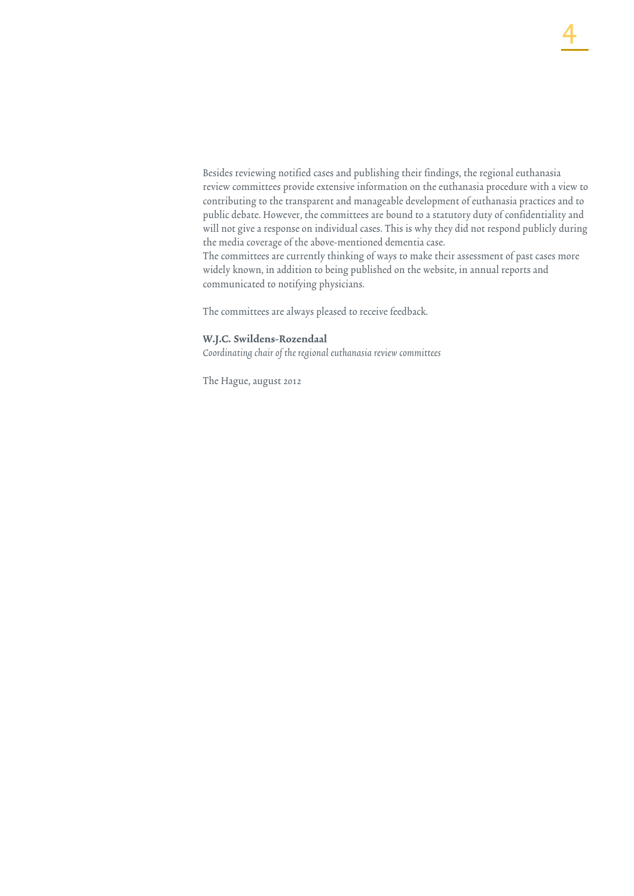Besides reviewing notified cases and publishing their findings, the regional euthanasia review committees provide extensive information on the euthanasia procedure with a view to contributing to the transparent and manageable development of euthanasia practices and to public debate. However, the committees are bound to a statutory duty of confidentiality and will not give a response on individual cases. This is why they did not respond publicly during the media coverage of the above-mentioned dementia case.
The committees are currently thinking of ways to make their assessment of past cases more widely known, in addition to being published on the website, in annual reports and communicated to notifying physicians.

The committees are always pleased to receive feedback.

**W.J.C. Swildens-Rozendaal**
*Coordinating chair of the regional euthanasia review committees*

The Hague, august 2012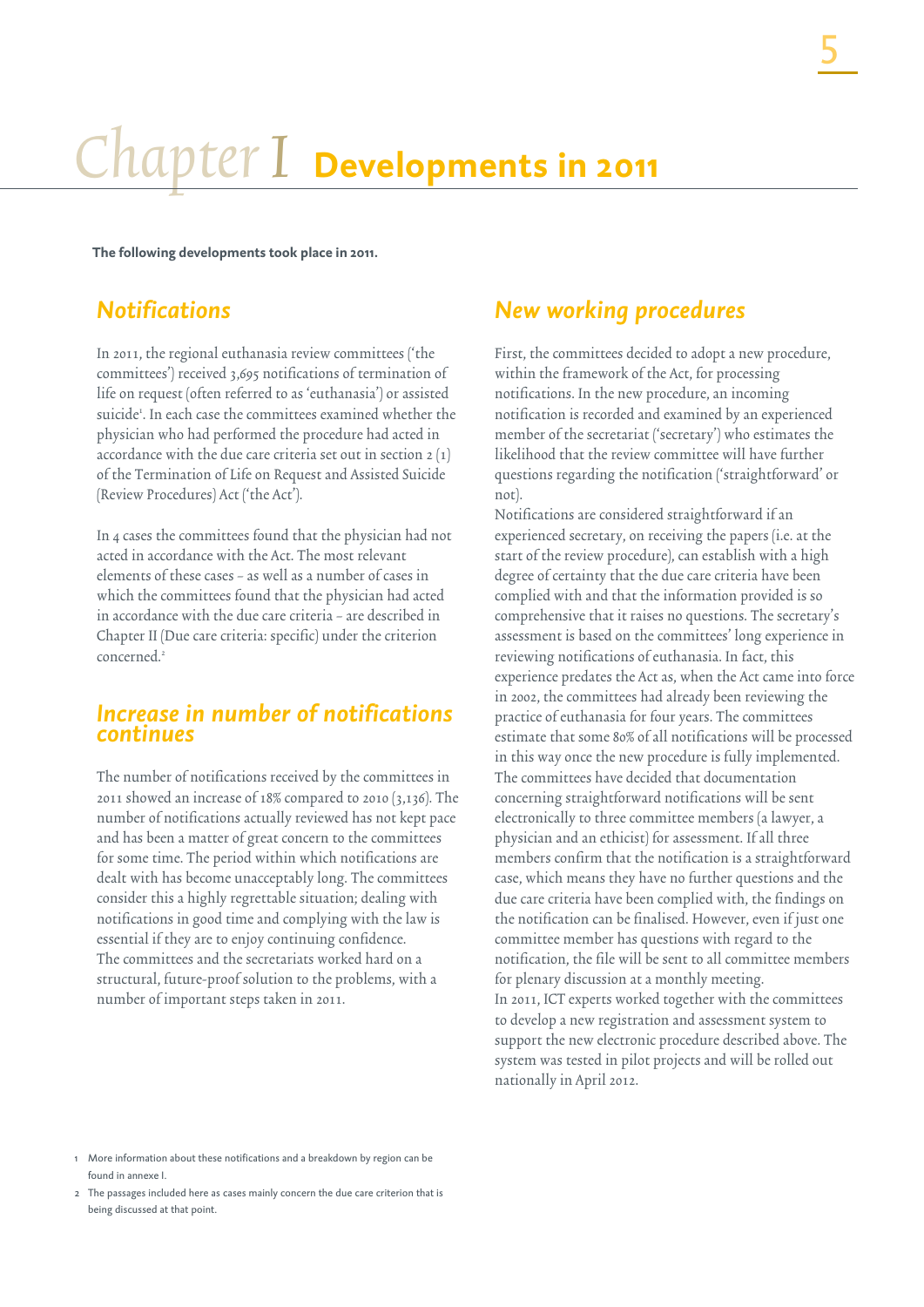# Chapter I Developments in 2011

**The following developments took place in 2011.**

## Notifications

In 2011, the regional euthanasia review committees ('the committees') received 3,695 notifications of termination of life on request (often referred to as 'euthanasia') or assisted suicide[1]. In each case the committees examined whether the physician who had performed the procedure had acted in accordance with the due care criteria set out in section 2 (1) of the Termination of Life on Request and Assisted Suicide (Review Procedures) Act ('the Act').

In 4 cases the committees found that the physician had not acted in accordance with the Act. The most relevant elements of these cases – as well as a number of cases in which the committees found that the physician had acted in accordance with the due care criteria – are described in Chapter II (Due care criteria: specific) under the criterion concerned.[2]

## Increase in number of notifications continues

The number of notifications received by the committees in 2011 showed an increase of 18% compared to 2010 (3,136). The number of notifications actually reviewed has not kept pace and has been a matter of great concern to the committees for some time. The period within which notifications are dealt with has become unacceptably long. The committees consider this a highly regrettable situation; dealing with notifications in good time and complying with the law is essential if they are to enjoy continuing confidence. The committees and the secretariats worked hard on a structural, future-proof solution to the problems, with a number of important steps taken in 2011.

## New working procedures

First, the committees decided to adopt a new procedure, within the framework of the Act, for processing notifications. In the new procedure, an incoming notification is recorded and examined by an experienced member of the secretariat ('secretary') who estimates the likelihood that the review committee will have further questions regarding the notification ('straightforward' or not).
Notifications are considered straightforward if an experienced secretary, on receiving the papers (i.e. at the start of the review procedure), can establish with a high degree of certainty that the due care criteria have been complied with and that the information provided is so comprehensive that it raises no questions. The secretary's assessment is based on the committees' long experience in reviewing notifications of euthanasia. In fact, this experience predates the Act as, when the Act came into force in 2002, the committees had already been reviewing the practice of euthanasia for four years. The committees estimate that some 80% of all notifications will be processed in this way once the new procedure is fully implemented. The committees have decided that documentation concerning straightforward notifications will be sent electronically to three committee members (a lawyer, a physician and an ethicist) for assessment. If all three members confirm that the notification is a straightforward case, which means they have no further questions and the due care criteria have been complied with, the findings on the notification can be finalised. However, even if just one committee member has questions with regard to the notification, the file will be sent to all committee members for plenary discussion at a monthly meeting.
In 2011, ICT experts worked together with the committees to develop a new registration and assessment system to support the new electronic procedure described above. The system was tested in pilot projects and will be rolled out nationally in April 2012.

---

1 More information about these notifications and a breakdown by region can be found in annexe I.

2 The passages included here as cases mainly concern the due care criterion that is being discussed at that point.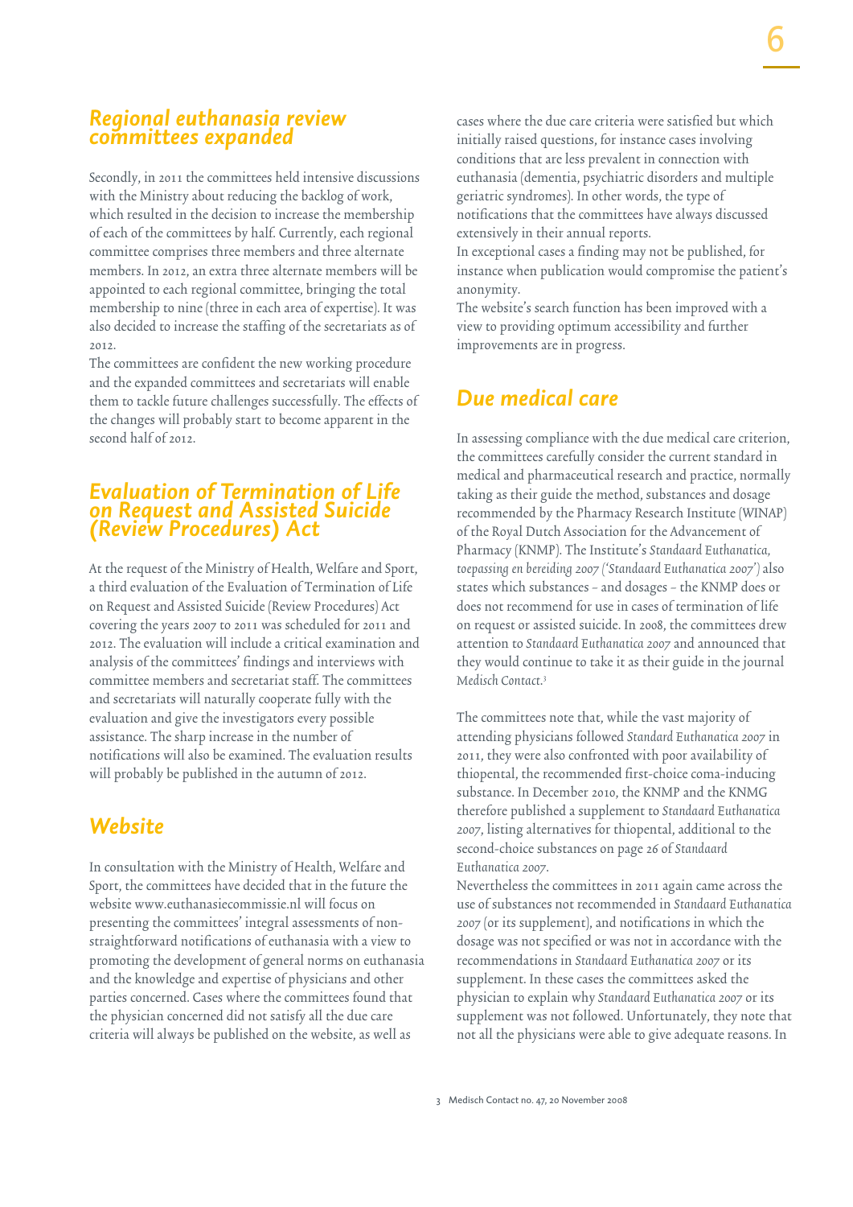## Regional euthanasia review committees expanded

Secondly, in 2011 the committees held intensive discussions with the Ministry about reducing the backlog of work, which resulted in the decision to increase the membership of each of the committees by half. Currently, each regional committee comprises three members and three alternate members. In 2012, an extra three alternate members will be appointed to each regional committee, bringing the total membership to nine (three in each area of expertise). It was also decided to increase the staffing of the secretariats as of 2012.
The committees are confident the new working procedure and the expanded committees and secretariats will enable them to tackle future challenges successfully. The effects of the changes will probably start to become apparent in the second half of 2012.

## Evaluation of Termination of Life on Request and Assisted Suicide (Review Procedures) Act

At the request of the Ministry of Health, Welfare and Sport, a third evaluation of the Evaluation of Termination of Life on Request and Assisted Suicide (Review Procedures) Act covering the years 2007 to 2011 was scheduled for 2011 and 2012. The evaluation will include a critical examination and analysis of the committees' findings and interviews with committee members and secretariat staff. The committees and secretariats will naturally cooperate fully with the evaluation and give the investigators every possible assistance. The sharp increase in the number of notifications will also be examined. The evaluation results will probably be published in the autumn of 2012.

## Website

In consultation with the Ministry of Health, Welfare and Sport, the committees have decided that in the future the website www.euthanasiecommissie.nl will focus on presenting the committees' integral assessments of non-straightforward notifications of euthanasia with a view to promoting the development of general norms on euthanasia and the knowledge and expertise of physicians and other parties concerned. Cases where the committees found that the physician concerned did not satisfy all the due care criteria will always be published on the website, as well as cases where the due care criteria were satisfied but which initially raised questions, for instance cases involving conditions that are less prevalent in connection with euthanasia (dementia, psychiatric disorders and multiple geriatric syndromes). In other words, the type of notifications that the committees have always discussed extensively in their annual reports.
In exceptional cases a finding may not be published, for instance when publication would compromise the patient's anonymity.
The website's search function has been improved with a view to providing optimum accessibility and further improvements are in progress.

## Due medical care

In assessing compliance with the due medical care criterion, the committees carefully consider the current standard in medical and pharmaceutical research and practice, normally taking as their guide the method, substances and dosage recommended by the Pharmacy Research Institute (WINAP) of the Royal Dutch Association for the Advancement of Pharmacy (KNMP). The Institute's *Standaard Euthanatica, toepassing en bereiding 2007* ('*Standaard Euthanatica 2007*') also states which substances – and dosages – the KNMP does or does not recommend for use in cases of termination of life on request or assisted suicide. In 2008, the committees drew attention to *Standaard Euthanatica 2007* and announced that they would continue to take it as their guide in the journal *Medisch Contact*.[3]

The committees note that, while the vast majority of attending physicians followed *Standard Euthanatica 2007* in 2011, they were also confronted with poor availability of thiopental, the recommended first-choice coma-inducing substance. In December 2010, the KNMP and the KNMG therefore published a supplement to *Standaard Euthanatica 2007*, listing alternatives for thiopental, additional to the second-choice substances on page 26 of *Standaard Euthanatica 2007*.
Nevertheless the committees in 2011 again came across the use of substances not recommended in *Standaard Euthanatica 2007* (or its supplement), and notifications in which the dosage was not specified or was not in accordance with the recommendations in *Standaard Euthanatica 2007* or its supplement. In these cases the committees asked the physician to explain why *Standaard Euthanatica 2007* or its supplement was not followed. Unfortunately, they note that not all the physicians were able to give adequate reasons. In

3 Medisch Contact no. 47, 20 November 2008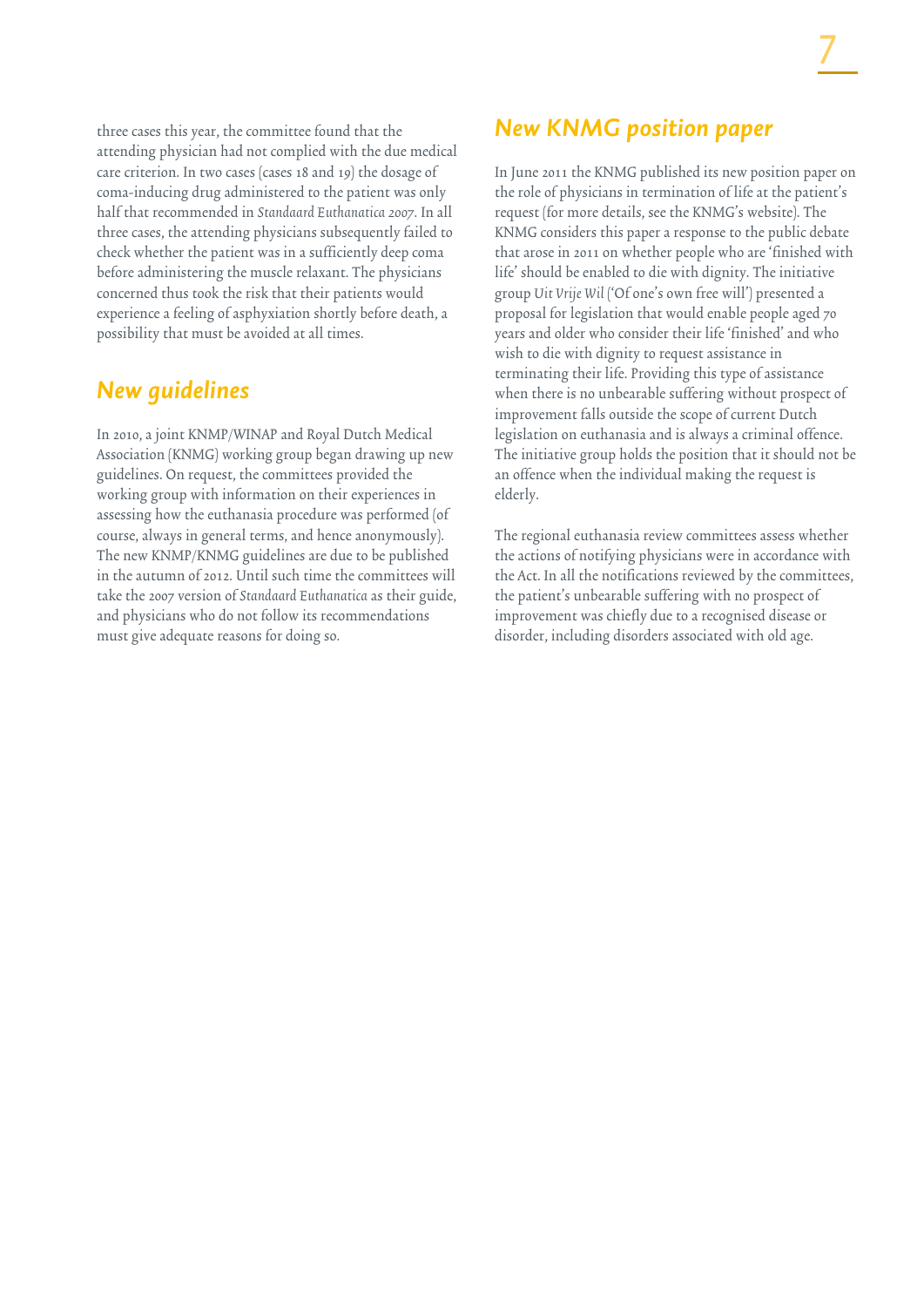three cases this year, the committee found that the attending physician had not complied with the due medical care criterion. In two cases (cases 18 and 19) the dosage of coma-inducing drug administered to the patient was only half that recommended in *Standaard Euthanatica 2007*. In all three cases, the attending physicians subsequently failed to check whether the patient was in a sufficiently deep coma before administering the muscle relaxant. The physicians concerned thus took the risk that their patients would experience a feeling of asphyxiation shortly before death, a possibility that must be avoided at all times.

## New guidelines

In 2010, a joint KNMP/WINAP and Royal Dutch Medical Association (KNMG) working group began drawing up new guidelines. On request, the committees provided the working group with information on their experiences in assessing how the euthanasia procedure was performed (of course, always in general terms, and hence anonymously). The new KNMP/KNMG guidelines are due to be published in the autumn of 2012. Until such time the committees will take the 2007 version of *Standaard Euthanatica* as their guide, and physicians who do not follow its recommendations must give adequate reasons for doing so.

## New KNMG position paper

In June 2011 the KNMG published its new position paper on the role of physicians in termination of life at the patient's request (for more details, see the KNMG's website). The KNMG considers this paper a response to the public debate that arose in 2011 on whether people who are 'finished with life' should be enabled to die with dignity. The initiative group *Uit Vrije Wil* ('Of one's own free will') presented a proposal for legislation that would enable people aged 70 years and older who consider their life 'finished' and who wish to die with dignity to request assistance in terminating their life. Providing this type of assistance when there is no unbearable suffering without prospect of improvement falls outside the scope of current Dutch legislation on euthanasia and is always a criminal offence. The initiative group holds the position that it should not be an offence when the individual making the request is elderly.

The regional euthanasia review committees assess whether the actions of notifying physicians were in accordance with the Act. In all the notifications reviewed by the committees, the patient's unbearable suffering with no prospect of improvement was chiefly due to a recognised disease or disorder, including disorders associated with old age.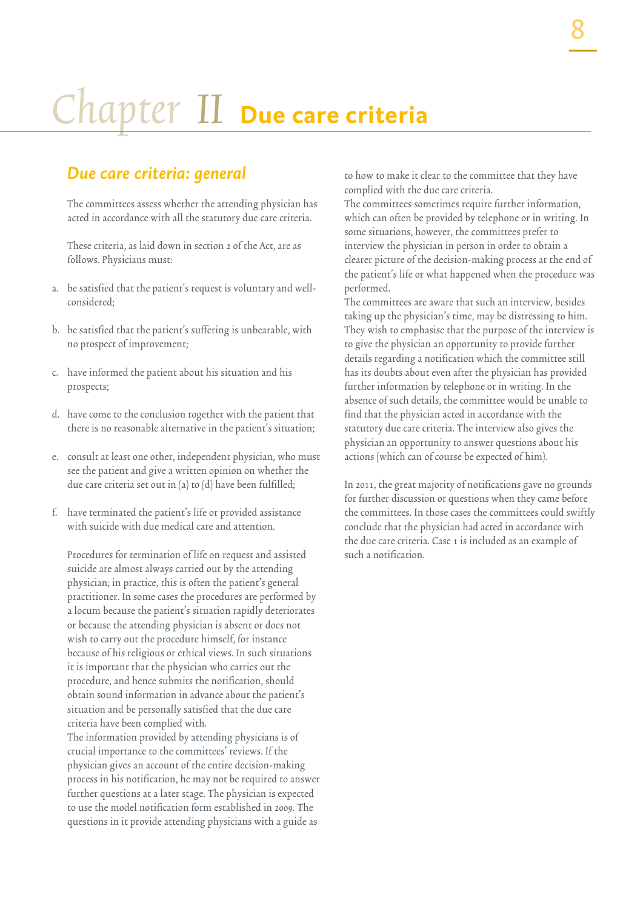# Chapter II Due care criteria

## Due care criteria: general

The committees assess whether the attending physician has acted in accordance with all the statutory due care criteria.

These criteria, as laid down in section 2 of the Act, are as follows. Physicians must:

a. be satisfied that the patient's request is voluntary and well-considered;

b. be satisfied that the patient's suffering is unbearable, with no prospect of improvement;

c. have informed the patient about his situation and his prospects;

d. have come to the conclusion together with the patient that there is no reasonable alternative in the patient's situation;

e. consult at least one other, independent physician, who must see the patient and give a written opinion on whether the due care criteria set out in (a) to (d) have been fulfilled;

f. have terminated the patient's life or provided assistance with suicide with due medical care and attention.

Procedures for termination of life on request and assisted suicide are almost always carried out by the attending physician; in practice, this is often the patient's general practitioner. In some cases the procedures are performed by a locum because the patient's situation rapidly deteriorates or because the attending physician is absent or does not wish to carry out the procedure himself, for instance because of his religious or ethical views. In such situations it is important that the physician who carries out the procedure, and hence submits the notification, should obtain sound information in advance about the patient's situation and be personally satisfied that the due care criteria have been complied with.

The information provided by attending physicians is of crucial importance to the committees' reviews. If the physician gives an account of the entire decision-making process in his notification, he may not be required to answer further questions at a later stage. The physician is expected to use the model notification form established in 2009. The questions in it provide attending physicians with a guide as to how to make it clear to the committee that they have complied with the due care criteria.

The committees sometimes require further information, which can often be provided by telephone or in writing. In some situations, however, the committees prefer to interview the physician in person in order to obtain a clearer picture of the decision-making process at the end of the patient's life or what happened when the procedure was performed.

The committees are aware that such an interview, besides taking up the physician's time, may be distressing to him. They wish to emphasise that the purpose of the interview is to give the physician an opportunity to provide further details regarding a notification which the committee still has its doubts about even after the physician has provided further information by telephone or in writing. In the absence of such details, the committee would be unable to find that the physician acted in accordance with the statutory due care criteria. The interview also gives the physician an opportunity to answer questions about his actions (which can of course be expected of him).

In 2011, the great majority of notifications gave no grounds for further discussion or questions when they came before the committees. In those cases the committees could swiftly conclude that the physician had acted in accordance with the due care criteria. Case 1 is included as an example of such a notification.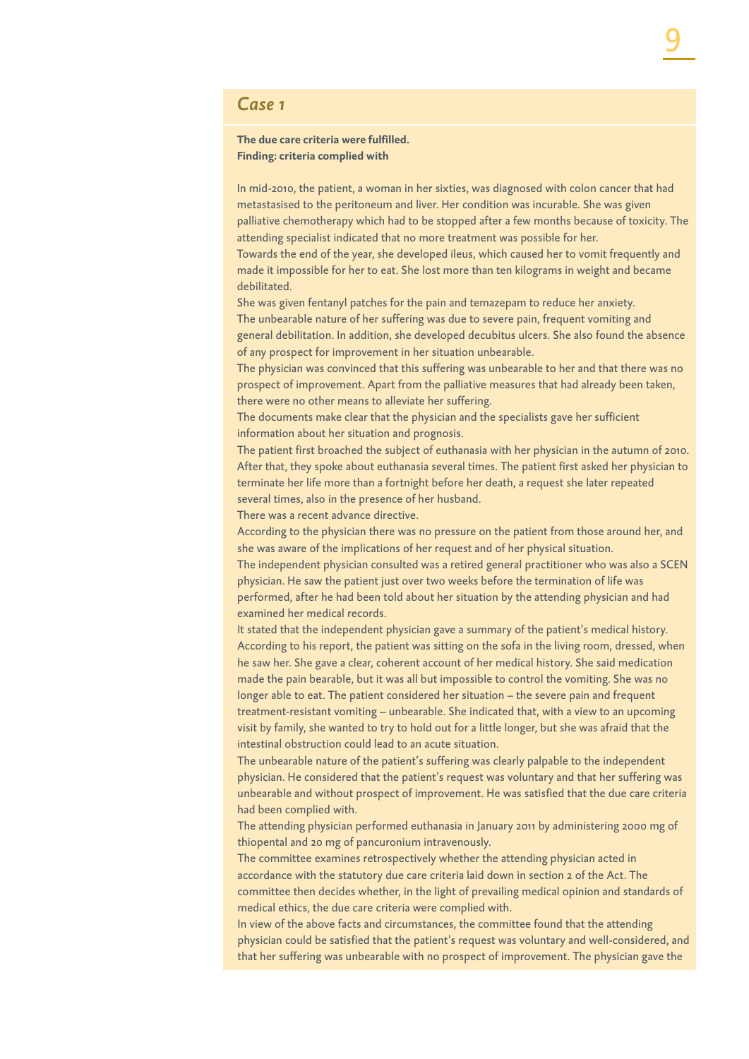## *Case 1*

**The due care criteria were fulfilled.**
**Finding: criteria complied with**

In mid-2010, the patient, a woman in her sixties, was diagnosed with colon cancer that had metastasised to the peritoneum and liver. Her condition was incurable. She was given palliative chemotherapy which had to be stopped after a few months because of toxicity. The attending specialist indicated that no more treatment was possible for her.
Towards the end of the year, she developed ileus, which caused her to vomit frequently and made it impossible for her to eat. She lost more than ten kilograms in weight and became debilitated.
She was given fentanyl patches for the pain and temazepam to reduce her anxiety.
The unbearable nature of her suffering was due to severe pain, frequent vomiting and general debilitation. In addition, she developed decubitus ulcers. She also found the absence of any prospect for improvement in her situation unbearable.
The physician was convinced that this suffering was unbearable to her and that there was no prospect of improvement. Apart from the palliative measures that had already been taken, there were no other means to alleviate her suffering.
The documents make clear that the physician and the specialists gave her sufficient information about her situation and prognosis.
The patient first broached the subject of euthanasia with her physician in the autumn of 2010. After that, they spoke about euthanasia several times. The patient first asked her physician to terminate her life more than a fortnight before her death, a request she later repeated several times, also in the presence of her husband.
There was a recent advance directive.
According to the physician there was no pressure on the patient from those around her, and she was aware of the implications of her request and of her physical situation.
The independent physician consulted was a retired general practitioner who was also a SCEN physician. He saw the patient just over two weeks before the termination of life was performed, after he had been told about her situation by the attending physician and had examined her medical records.
It stated that the independent physician gave a summary of the patient's medical history. According to his report, the patient was sitting on the sofa in the living room, dressed, when he saw her. She gave a clear, coherent account of her medical history. She said medication made the pain bearable, but it was all but impossible to control the vomiting. She was no longer able to eat. The patient considered her situation – the severe pain and frequent treatment-resistant vomiting – unbearable. She indicated that, with a view to an upcoming visit by family, she wanted to try to hold out for a little longer, but she was afraid that the intestinal obstruction could lead to an acute situation.
The unbearable nature of the patient's suffering was clearly palpable to the independent physician. He considered that the patient's request was voluntary and that her suffering was unbearable and without prospect of improvement. He was satisfied that the due care criteria had been complied with.
The attending physician performed euthanasia in January 2011 by administering 2000 mg of thiopental and 20 mg of pancuronium intravenously.
The committee examines retrospectively whether the attending physician acted in accordance with the statutory due care criteria laid down in section 2 of the Act. The committee then decides whether, in the light of prevailing medical opinion and standards of medical ethics, the due care criteria were complied with.
In view of the above facts and circumstances, the committee found that the attending physician could be satisfied that the patient's request was voluntary and well-considered, and that her suffering was unbearable with no prospect of improvement. The physician gave the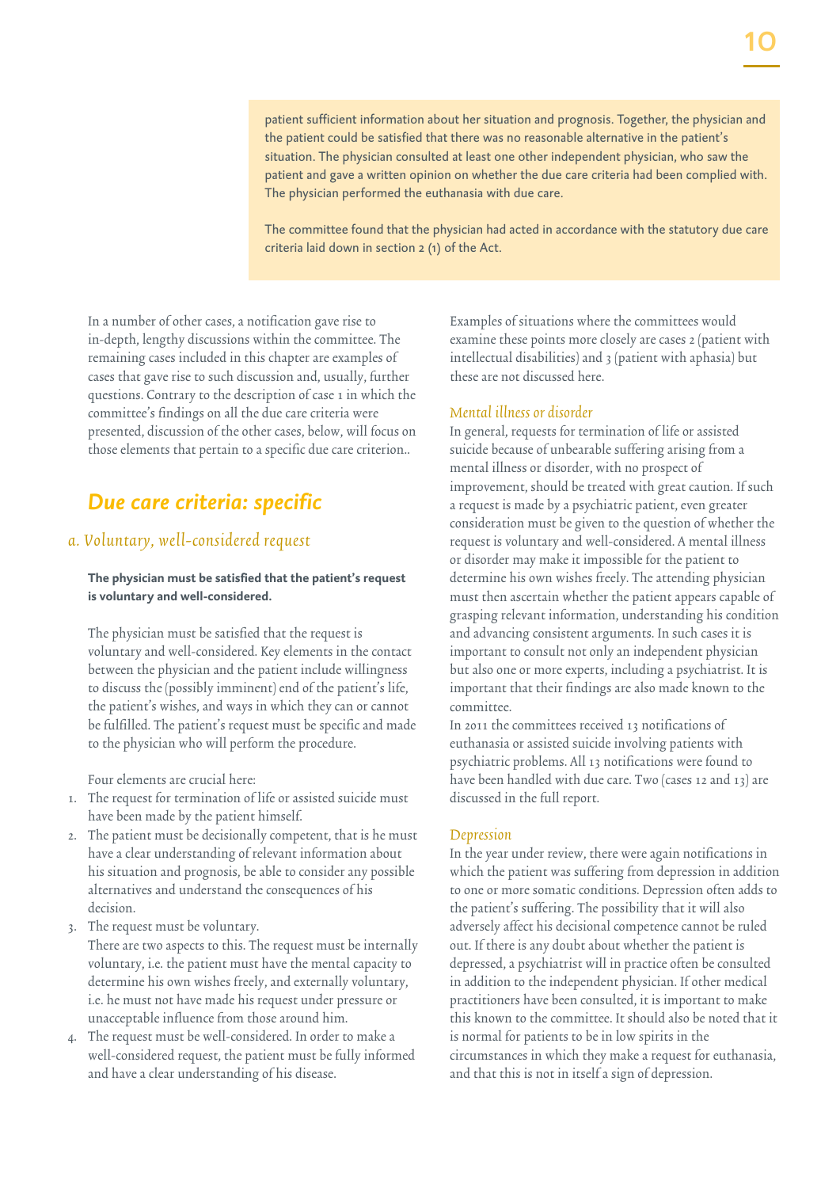patient sufficient information about her situation and prognosis. Together, the physician and the patient could be satisfied that there was no reasonable alternative in the patient's situation. The physician consulted at least one other independent physician, who saw the patient and gave a written opinion on whether the due care criteria had been complied with. The physician performed the euthanasia with due care.

The committee found that the physician had acted in accordance with the statutory due care criteria laid down in section 2 (1) of the Act.

In a number of other cases, a notification gave rise to in-depth, lengthy discussions within the committee. The remaining cases included in this chapter are examples of cases that gave rise to such discussion and, usually, further questions. Contrary to the description of case 1 in which the committee's findings on all the due care criteria were presented, discussion of the other cases, below, will focus on those elements that pertain to a specific due care criterion..

## Due care criteria: specific

### a. Voluntary, well-considered request

**The physician must be satisfied that the patient's request is voluntary and well-considered.**

The physician must be satisfied that the request is voluntary and well-considered. Key elements in the contact between the physician and the patient include willingness to discuss the (possibly imminent) end of the patient's life, the patient's wishes, and ways in which they can or cannot be fulfilled. The patient's request must be specific and made to the physician who will perform the procedure.

Four elements are crucial here:

1. The request for termination of life or assisted suicide must have been made by the patient himself.
2. The patient must be decisionally competent, that is he must have a clear understanding of relevant information about his situation and prognosis, be able to consider any possible alternatives and understand the consequences of his decision.
3. The request must be voluntary.
   There are two aspects to this. The request must be internally voluntary, i.e. the patient must have the mental capacity to determine his own wishes freely, and externally voluntary, i.e. he must not have made his request under pressure or unacceptable influence from those around him.
4. The request must be well-considered. In order to make a well-considered request, the patient must be fully informed and have a clear understanding of his disease.

Examples of situations where the committees would examine these points more closely are cases 2 (patient with intellectual disabilities) and 3 (patient with aphasia) but these are not discussed here.

#### *Mental illness or disorder*

In general, requests for termination of life or assisted suicide because of unbearable suffering arising from a mental illness or disorder, with no prospect of improvement, should be treated with great caution. If such a request is made by a psychiatric patient, even greater consideration must be given to the question of whether the request is voluntary and well-considered. A mental illness or disorder may make it impossible for the patient to determine his own wishes freely. The attending physician must then ascertain whether the patient appears capable of grasping relevant information, understanding his condition and advancing consistent arguments. In such cases it is important to consult not only an independent physician but also one or more experts, including a psychiatrist. It is important that their findings are also made known to the committee.

In 2011 the committees received 13 notifications of euthanasia or assisted suicide involving patients with psychiatric problems. All 13 notifications were found to have been handled with due care. Two (cases 12 and 13) are discussed in the full report.

#### *Depression*

In the year under review, there were again notifications in which the patient was suffering from depression in addition to one or more somatic conditions. Depression often adds to the patient's suffering. The possibility that it will also adversely affect his decisional competence cannot be ruled out. If there is any doubt about whether the patient is depressed, a psychiatrist will in practice often be consulted in addition to the independent physician. If other medical practitioners have been consulted, it is important to make this known to the committee. It should also be noted that it is normal for patients to be in low spirits in the circumstances in which they make a request for euthanasia, and that this is not in itself a sign of depression.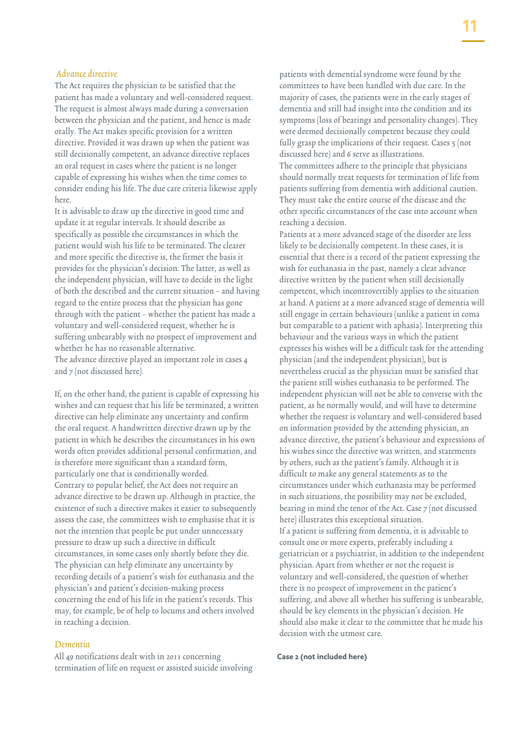## *Advance directive*

The Act requires the physician to be satisfied that the patient has made a voluntary and well-considered request. The request is almost always made during a conversation between the physician and the patient, and hence is made orally. The Act makes specific provision for a written directive. Provided it was drawn up when the patient was still decisionally competent, an advance directive replaces an oral request in cases where the patient is no longer capable of expressing his wishes when the time comes to consider ending his life. The due care criteria likewise apply here.

It is advisable to draw up the directive in good time and update it at regular intervals. It should describe as specifically as possible the circumstances in which the patient would wish his life to be terminated. The clearer and more specific the directive is, the firmer the basis it provides for the physician's decision. The latter, as well as the independent physician, will have to decide in the light of both the described and the current situation – and having regard to the entire process that the physician has gone through with the patient – whether the patient has made a voluntary and well-considered request, whether he is suffering unbearably with no prospect of improvement and whether he has no reasonable alternative.

The advance directive played an important role in cases 4 and 7 (not discussed here).

If, on the other hand, the patient is capable of expressing his wishes and can request that his life be terminated, a written directive can help eliminate any uncertainty and confirm the oral request. A handwritten directive drawn up by the patient in which he describes the circumstances in his own words often provides additional personal confirmation, and is therefore more significant than a standard form, particularly one that is conditionally worded.

Contrary to popular belief, the Act does not require an advance directive to be drawn up. Although in practice, the existence of such a directive makes it easier to subsequently assess the case, the committees wish to emphasise that it is not the intention that people be put under unnecessary pressure to draw up such a directive in difficult circumstances, in some cases only shortly before they die. The physician can help eliminate any uncertainty by recording details of a patient's wish for euthanasia and the physician's and patient's decision-making process concerning the end of his life in the patient's records. This may, for example, be of help to locums and others involved in reaching a decision.

## Dementia

All 49 notifications dealt with in 2011 concerning termination of life on request or assisted suicide involving patients with demential syndrome were found by the committees to have been handled with due care. In the majority of cases, the patients were in the early stages of dementia and still had insight into the condition and its symptoms (loss of bearings and personality changes). They were deemed decisionally competent because they could fully grasp the implications of their request. Cases 5 (not discussed here) and 6 serve as illustrations.

The committees adhere to the principle that physicians should normally treat requests for termination of life from patients suffering from dementia with additional caution. They must take the entire course of the disease and the other specific circumstances of the case into account when reaching a decision.

Patients at a more advanced stage of the disorder are less likely to be decisionally competent. In these cases, it is essential that there is a record of the patient expressing the wish for euthanasia in the past, namely a clear advance directive written by the patient when still decisionally competent, which incontrovertibly applies to the situation at hand. A patient at a more advanced stage of dementia will still engage in certain behaviours (unlike a patient in coma but comparable to a patient with aphasia). Interpreting this behaviour and the various ways in which the patient expresses his wishes will be a difficult task for the attending physician (and the independent physician), but is nevertheless crucial as the physician must be satisfied that the patient still wishes euthanasia to be performed. The independent physician will not be able to converse with the patient, as he normally would, and will have to determine whether the request is voluntary and well-considered based on information provided by the attending physician, an advance directive, the patient's behaviour and expressions of his wishes since the directive was written, and statements by others, such as the patient's family. Although it is difficult to make any general statements as to the circumstances under which euthanasia may be performed in such situations, the possibility may not be excluded, bearing in mind the tenor of the Act. Case 7 (not discussed here) illustrates this exceptional situation.

If a patient is suffering from dementia, it is advisable to consult one or more experts, preferably including a geriatrician or a psychiatrist, in addition to the independent physician. Apart from whether or not the request is voluntary and well-considered, the question of whether there is no prospect of improvement in the patient's suffering, and above all whether his suffering is unbearable, should be key elements in the physician's decision. He should also make it clear to the committee that he made his decision with the utmost care.

**Case 2 (not included here)**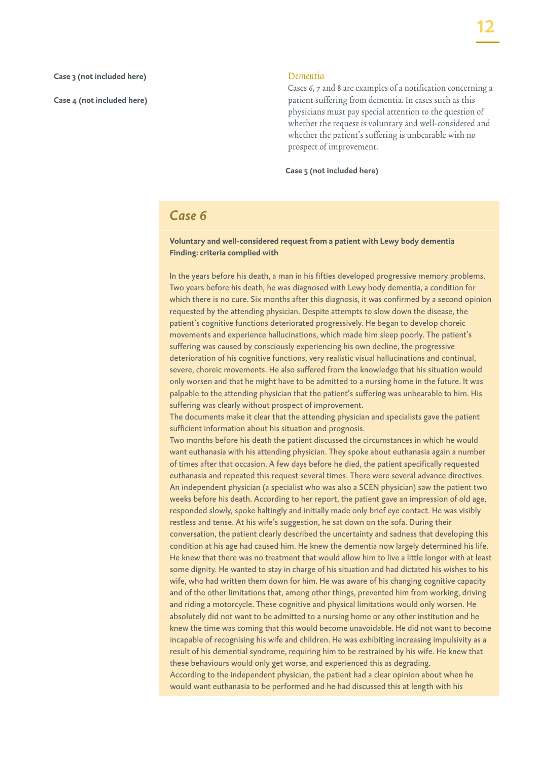**Case 3 (not included here)**

**Case 4 (not included here)**

*Dementia*

Cases 6, 7 and 8 are examples of a notification concerning a patient suffering from dementia. In cases such as this physicians must pay special attention to the question of whether the request is voluntary and well-considered and whether the patient's suffering is unbearable with no prospect of improvement.

**Case 5 (not included here)**

## *Case 6*

**Voluntary and well-considered request from a patient with Lewy body dementia**
**Finding: criteria complied with**

In the years before his death, a man in his fifties developed progressive memory problems. Two years before his death, he was diagnosed with Lewy body dementia, a condition for which there is no cure. Six months after this diagnosis, it was confirmed by a second opinion requested by the attending physician. Despite attempts to slow down the disease, the patient's cognitive functions deteriorated progressively. He began to develop choreic movements and experience hallucinations, which made him sleep poorly. The patient's suffering was caused by consciously experiencing his own decline, the progressive deterioration of his cognitive functions, very realistic visual hallucinations and continual, severe, choreic movements. He also suffered from the knowledge that his situation would only worsen and that he might have to be admitted to a nursing home in the future. It was palpable to the attending physician that the patient's suffering was unbearable to him. His suffering was clearly without prospect of improvement.

The documents make it clear that the attending physician and specialists gave the patient sufficient information about his situation and prognosis.

Two months before his death the patient discussed the circumstances in which he would want euthanasia with his attending physician. They spoke about euthanasia again a number of times after that occasion. A few days before he died, the patient specifically requested euthanasia and repeated this request several times. There were several advance directives.

An independent physician (a specialist who was also a SCEN physician) saw the patient two weeks before his death. According to her report, the patient gave an impression of old age, responded slowly, spoke haltingly and initially made only brief eye contact. He was visibly restless and tense. At his wife's suggestion, he sat down on the sofa. During their conversation, the patient clearly described the uncertainty and sadness that developing this condition at his age had caused him. He knew the dementia now largely determined his life. He knew that there was no treatment that would allow him to live a little longer with at least some dignity. He wanted to stay in charge of his situation and had dictated his wishes to his wife, who had written them down for him. He was aware of his changing cognitive capacity and of the other limitations that, among other things, prevented him from working, driving and riding a motorcycle. These cognitive and physical limitations would only worsen. He absolutely did not want to be admitted to a nursing home or any other institution and he knew the time was coming that this would become unavoidable. He did not want to become incapable of recognising his wife and children. He was exhibiting increasing impulsivity as a result of his demential syndrome, requiring him to be restrained by his wife. He knew that these behaviours would only get worse, and experienced this as degrading.

According to the independent physician, the patient had a clear opinion about when he would want euthanasia to be performed and he had discussed this at length with his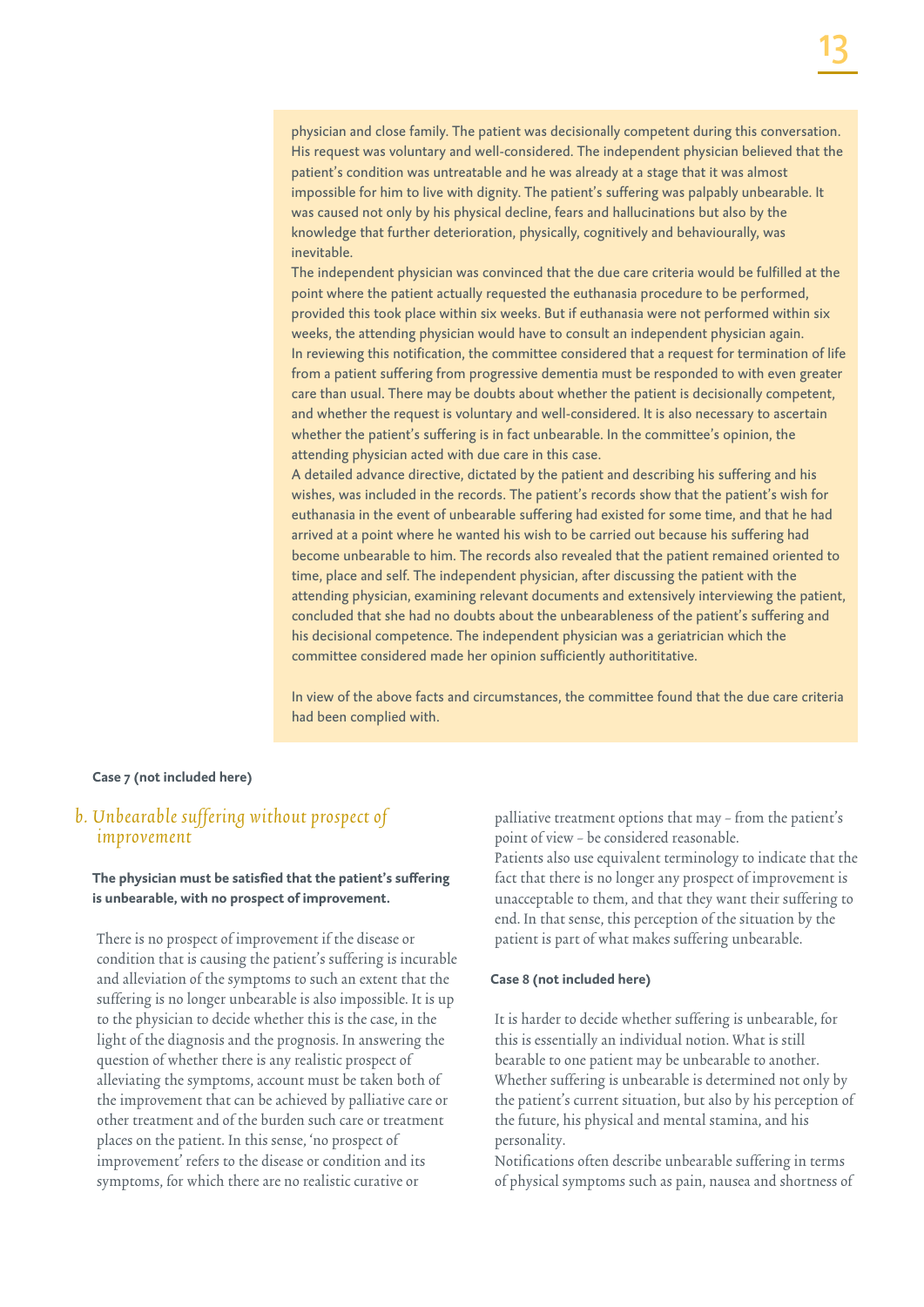physician and close family. The patient was decisionally competent during this conversation. His request was voluntary and well-considered. The independent physician believed that the patient's condition was untreatable and he was already at a stage that it was almost impossible for him to live with dignity. The patient's suffering was palpably unbearable. It was caused not only by his physical decline, fears and hallucinations but also by the knowledge that further deterioration, physically, cognitively and behaviourally, was inevitable.

The independent physician was convinced that the due care criteria would be fulfilled at the point where the patient actually requested the euthanasia procedure to be performed, provided this took place within six weeks. But if euthanasia were not performed within six weeks, the attending physician would have to consult an independent physician again.

In reviewing this notification, the committee considered that a request for termination of life from a patient suffering from progressive dementia must be responded to with even greater care than usual. There may be doubts about whether the patient is decisionally competent, and whether the request is voluntary and well-considered. It is also necessary to ascertain whether the patient's suffering is in fact unbearable. In the committee's opinion, the attending physician acted with due care in this case.

A detailed advance directive, dictated by the patient and describing his suffering and his wishes, was included in the records. The patient's records show that the patient's wish for euthanasia in the event of unbearable suffering had existed for some time, and that he had arrived at a point where he wanted his wish to be carried out because his suffering had become unbearable to him. The records also revealed that the patient remained oriented to time, place and self. The independent physician, after discussing the patient with the attending physician, examining relevant documents and extensively interviewing the patient, concluded that she had no doubts about the unbearableness of the patient's suffering and his decisional competence. The independent physician was a geriatrician which the committee considered made her opinion sufficiently authorititative.

In view of the above facts and circumstances, the committee found that the due care criteria had been complied with.

**Case 7 (not included here)**

## *b. Unbearable suffering without prospect of improvement*

**The physician must be satisfied that the patient's suffering is unbearable, with no prospect of improvement.**

There is no prospect of improvement if the disease or condition that is causing the patient's suffering is incurable and alleviation of the symptoms to such an extent that the suffering is no longer unbearable is also impossible. It is up to the physician to decide whether this is the case, in the light of the diagnosis and the prognosis. In answering the question of whether there is any realistic prospect of alleviating the symptoms, account must be taken both of the improvement that can be achieved by palliative care or other treatment and of the burden such care or treatment places on the patient. In this sense, 'no prospect of improvement' refers to the disease or condition and its symptoms, for which there are no realistic curative or palliative treatment options that may – from the patient's point of view – be considered reasonable.

Patients also use equivalent terminology to indicate that the fact that there is no longer any prospect of improvement is unacceptable to them, and that they want their suffering to end. In that sense, this perception of the situation by the patient is part of what makes suffering unbearable.

**Case 8 (not included here)**

It is harder to decide whether suffering is unbearable, for this is essentially an individual notion. What is still bearable to one patient may be unbearable to another. Whether suffering is unbearable is determined not only by the patient's current situation, but also by his perception of the future, his physical and mental stamina, and his personality.

Notifications often describe unbearable suffering in terms of physical symptoms such as pain, nausea and shortness of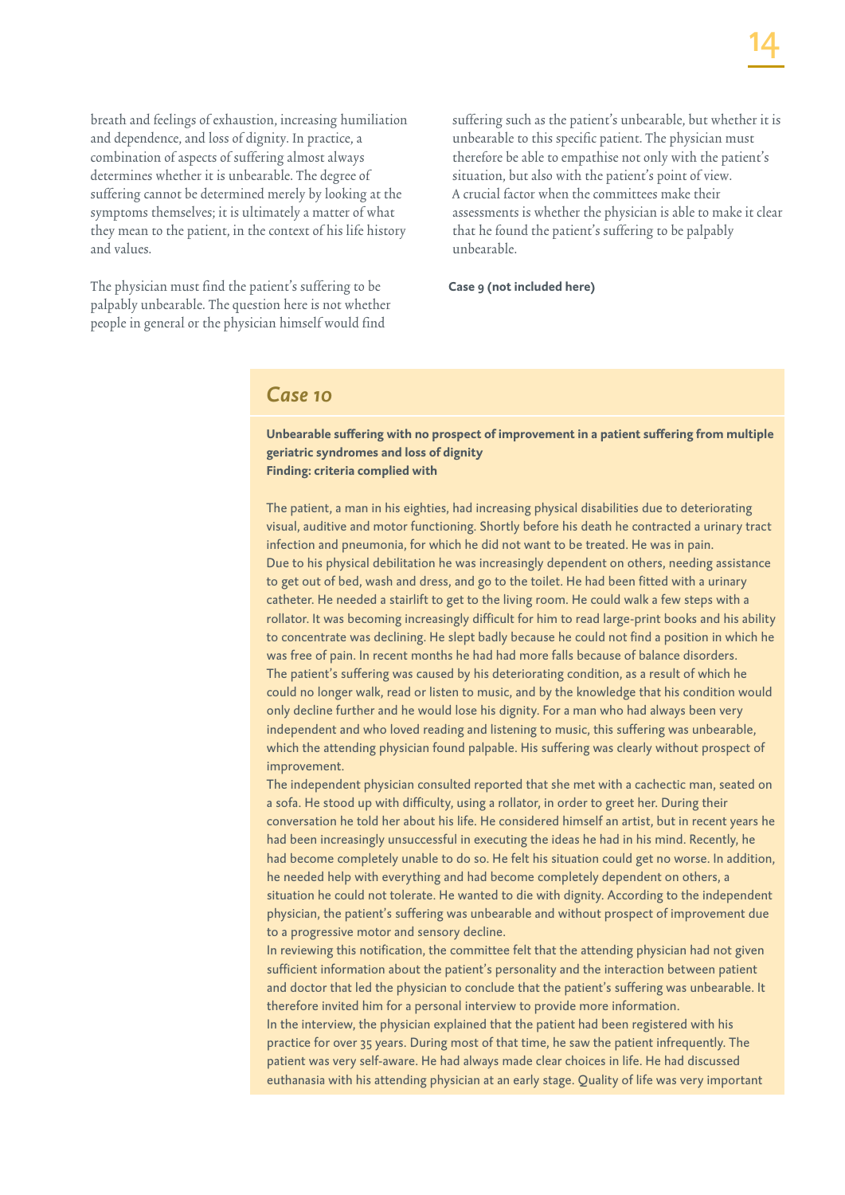breath and feelings of exhaustion, increasing humiliation and dependence, and loss of dignity. In practice, a combination of aspects of suffering almost always determines whether it is unbearable. The degree of suffering cannot be determined merely by looking at the symptoms themselves; it is ultimately a matter of what they mean to the patient, in the context of his life history and values.

The physician must find the patient's suffering to be palpably unbearable. The question here is not whether people in general or the physician himself would find suffering such as the patient's unbearable, but whether it is unbearable to this specific patient. The physician must therefore be able to empathise not only with the patient's situation, but also with the patient's point of view. A crucial factor when the committees make their assessments is whether the physician is able to make it clear that he found the patient's suffering to be palpably unbearable.

**Case 9 (not included here)**

## *Case 10*

**Unbearable suffering with no prospect of improvement in a patient suffering from multiple geriatric syndromes and loss of dignity**
**Finding: criteria complied with**

The patient, a man in his eighties, had increasing physical disabilities due to deteriorating visual, auditive and motor functioning. Shortly before his death he contracted a urinary tract infection and pneumonia, for which he did not want to be treated. He was in pain.
Due to his physical debilitation he was increasingly dependent on others, needing assistance to get out of bed, wash and dress, and go to the toilet. He had been fitted with a urinary catheter. He needed a stairlift to get to the living room. He could walk a few steps with a rollator. It was becoming increasingly difficult for him to read large-print books and his ability to concentrate was declining. He slept badly because he could not find a position in which he was free of pain. In recent months he had had more falls because of balance disorders.
The patient's suffering was caused by his deteriorating condition, as a result of which he could no longer walk, read or listen to music, and by the knowledge that his condition would only decline further and he would lose his dignity. For a man who had always been very independent and who loved reading and listening to music, this suffering was unbearable, which the attending physician found palpable. His suffering was clearly without prospect of improvement.
The independent physician consulted reported that she met with a cachectic man, seated on a sofa. He stood up with difficulty, using a rollator, in order to greet her. During their conversation he told her about his life. He considered himself an artist, but in recent years he had been increasingly unsuccessful in executing the ideas he had in his mind. Recently, he had become completely unable to do so. He felt his situation could get no worse. In addition, he needed help with everything and had become completely dependent on others, a situation he could not tolerate. He wanted to die with dignity. According to the independent physician, the patient's suffering was unbearable and without prospect of improvement due to a progressive motor and sensory decline.
In reviewing this notification, the committee felt that the attending physician had not given sufficient information about the patient's personality and the interaction between patient and doctor that led the physician to conclude that the patient's suffering was unbearable. It therefore invited him for a personal interview to provide more information.
In the interview, the physician explained that the patient had been registered with his practice for over 35 years. During most of that time, he saw the patient infrequently. The patient was very self-aware. He had always made clear choices in life. He had discussed euthanasia with his attending physician at an early stage. Quality of life was very important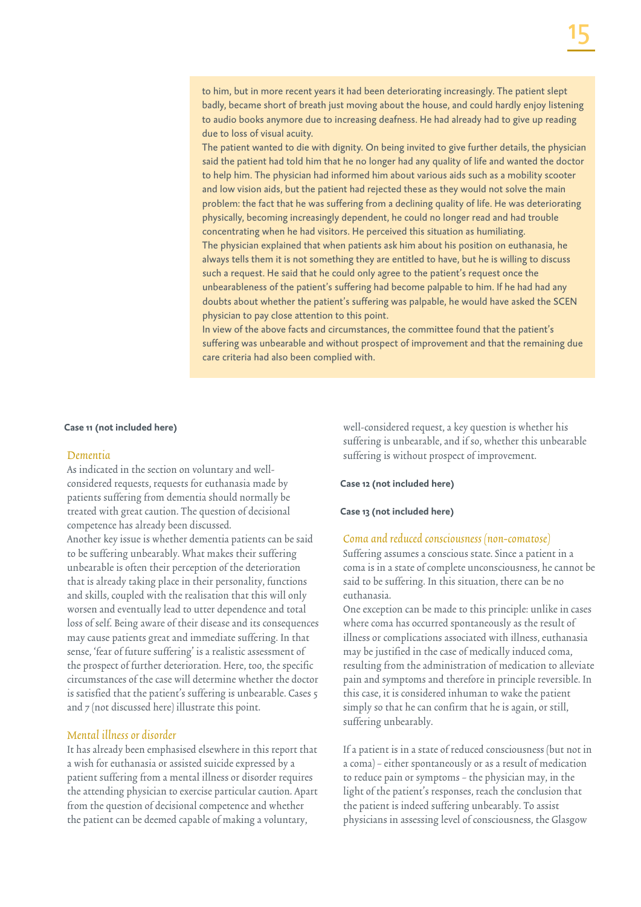to him, but in more recent years it had been deteriorating increasingly. The patient slept badly, became short of breath just moving about the house, and could hardly enjoy listening to audio books anymore due to increasing deafness. He had already had to give up reading due to loss of visual acuity.
The patient wanted to die with dignity. On being invited to give further details, the physician said the patient had told him that he no longer had any quality of life and wanted the doctor to help him. The physician had informed him about various aids such as a mobility scooter and low vision aids, but the patient had rejected these as they would not solve the main problem: the fact that he was suffering from a declining quality of life. He was deteriorating physically, becoming increasingly dependent, he could no longer read and had trouble concentrating when he had visitors. He perceived this situation as humiliating.
The physician explained that when patients ask him about his position on euthanasia, he always tells them it is not something they are entitled to have, but he is willing to discuss such a request. He said that he could only agree to the patient's request once the unbearableness of the patient's suffering had become palpable to him. If he had had any doubts about whether the patient's suffering was palpable, he would have asked the SCEN physician to pay close attention to this point.
In view of the above facts and circumstances, the committee found that the patient's suffering was unbearable and without prospect of improvement and that the remaining due care criteria had also been complied with.

**Case 11 (not included here)**

## Dementia

As indicated in the section on voluntary and well-considered requests, requests for euthanasia made by patients suffering from dementia should normally be treated with great caution. The question of decisional competence has already been discussed.
Another key issue is whether dementia patients can be said to be suffering unbearably. What makes their suffering unbearable is often their perception of the deterioration that is already taking place in their personality, functions and skills, coupled with the realisation that this will only worsen and eventually lead to utter dependence and total loss of self. Being aware of their disease and its consequences may cause patients great and immediate suffering. In that sense, 'fear of future suffering' is a realistic assessment of the prospect of further deterioration. Here, too, the specific circumstances of the case will determine whether the doctor is satisfied that the patient's suffering is unbearable. Cases 5 and 7 (not discussed here) illustrate this point.

## Mental illness or disorder

It has already been emphasised elsewhere in this report that a wish for euthanasia or assisted suicide expressed by a patient suffering from a mental illness or disorder requires the attending physician to exercise particular caution. Apart from the question of decisional competence and whether the patient can be deemed capable of making a voluntary, well-considered request, a key question is whether his suffering is unbearable, and if so, whether this unbearable suffering is without prospect of improvement.

**Case 12 (not included here)**

**Case 13 (not included here)**

## Coma and reduced consciousness (non-comatose)

Suffering assumes a conscious state. Since a patient in a coma is in a state of complete unconsciousness, he cannot be said to be suffering. In this situation, there can be no euthanasia.
One exception can be made to this principle: unlike in cases where coma has occurred spontaneously as the result of illness or complications associated with illness, euthanasia may be justified in the case of medically induced coma, resulting from the administration of medication to alleviate pain and symptoms and therefore in principle reversible. In this case, it is considered inhuman to wake the patient simply so that he can confirm that he is again, or still, suffering unbearably.

If a patient is in a state of reduced consciousness (but not in a coma) – either spontaneously or as a result of medication to reduce pain or symptoms – the physician may, in the light of the patient's responses, reach the conclusion that the patient is indeed suffering unbearably. To assist physicians in assessing level of consciousness, the Glasgow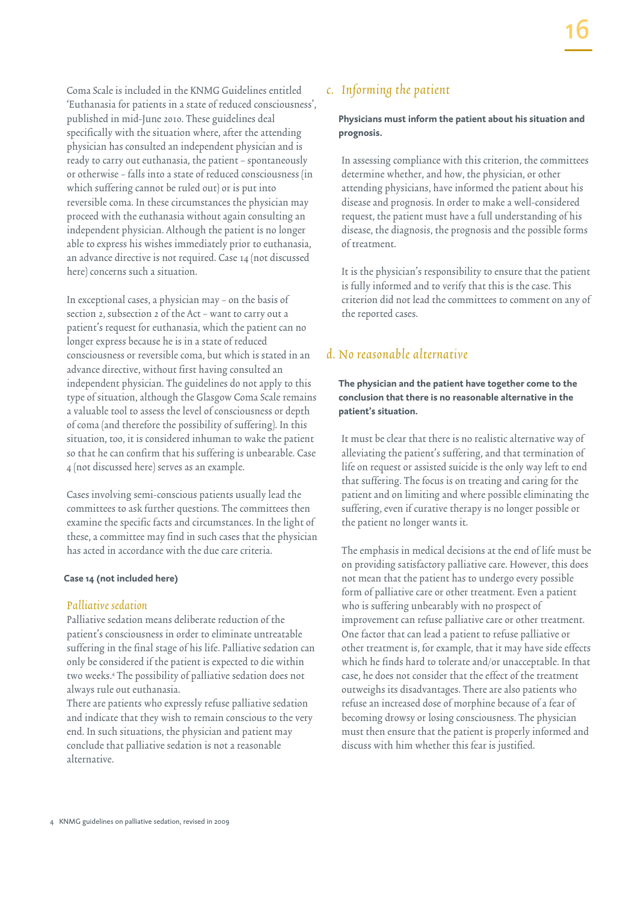Coma Scale is included in the KNMG Guidelines entitled 'Euthanasia for patients in a state of reduced consciousness', published in mid-June 2010. These guidelines deal specifically with the situation where, after the attending physician has consulted an independent physician and is ready to carry out euthanasia, the patient – spontaneously or otherwise – falls into a state of reduced consciousness (in which suffering cannot be ruled out) or is put into reversible coma. In these circumstances the physician may proceed with the euthanasia without again consulting an independent physician. Although the patient is no longer able to express his wishes immediately prior to euthanasia, an advance directive is not required. Case 14 (not discussed here) concerns such a situation.

In exceptional cases, a physician may – on the basis of section 2, subsection 2 of the Act – want to carry out a patient's request for euthanasia, which the patient can no longer express because he is in a state of reduced consciousness or reversible coma, but which is stated in an advance directive, without first having consulted an independent physician. The guidelines do not apply to this type of situation, although the Glasgow Coma Scale remains a valuable tool to assess the level of consciousness or depth of coma (and therefore the possibility of suffering). In this situation, too, it is considered inhuman to wake the patient so that he can confirm that his suffering is unbearable. Case 4 (not discussed here) serves as an example.

Cases involving semi-conscious patients usually lead the committees to ask further questions. The committees then examine the specific facts and circumstances. In the light of these, a committee may find in such cases that the physician has acted in accordance with the due care criteria.

**Case 14 (not included here)**

### *Palliative sedation*

Palliative sedation means deliberate reduction of the patient's consciousness in order to eliminate untreatable suffering in the final stage of his life. Palliative sedation can only be considered if the patient is expected to die within two weeks.[4] The possibility of palliative sedation does not always rule out euthanasia.

There are patients who expressly refuse palliative sedation and indicate that they wish to remain conscious to the very end. In such situations, the physician and patient may conclude that palliative sedation is not a reasonable alternative.

## *c. Informing the patient*

**Physicians must inform the patient about his situation and prognosis.**

In assessing compliance with this criterion, the committees determine whether, and how, the physician, or other attending physicians, have informed the patient about his disease and prognosis. In order to make a well-considered request, the patient must have a full understanding of his disease, the diagnosis, the prognosis and the possible forms of treatment.

It is the physician's responsibility to ensure that the patient is fully informed and to verify that this is the case. This criterion did not lead the committees to comment on any of the reported cases.

## *d. No reasonable alternative*

**The physician and the patient have together come to the conclusion that there is no reasonable alternative in the patient's situation.**

It must be clear that there is no realistic alternative way of alleviating the patient's suffering, and that termination of life on request or assisted suicide is the only way left to end that suffering. The focus is on treating and caring for the patient and on limiting and where possible eliminating the suffering, even if curative therapy is no longer possible or the patient no longer wants it.

The emphasis in medical decisions at the end of life must be on providing satisfactory palliative care. However, this does not mean that the patient has to undergo every possible form of palliative care or other treatment. Even a patient who is suffering unbearably with no prospect of improvement can refuse palliative care or other treatment. One factor that can lead a patient to refuse palliative or other treatment is, for example, that it may have side effects which he finds hard to tolerate and/or unacceptable. In that case, he does not consider that the effect of the treatment outweighs its disadvantages. There are also patients who refuse an increased dose of morphine because of a fear of becoming drowsy or losing consciousness. The physician must then ensure that the patient is properly informed and discuss with him whether this fear is justified.

[4] KNMG guidelines on palliative sedation, revised in 2009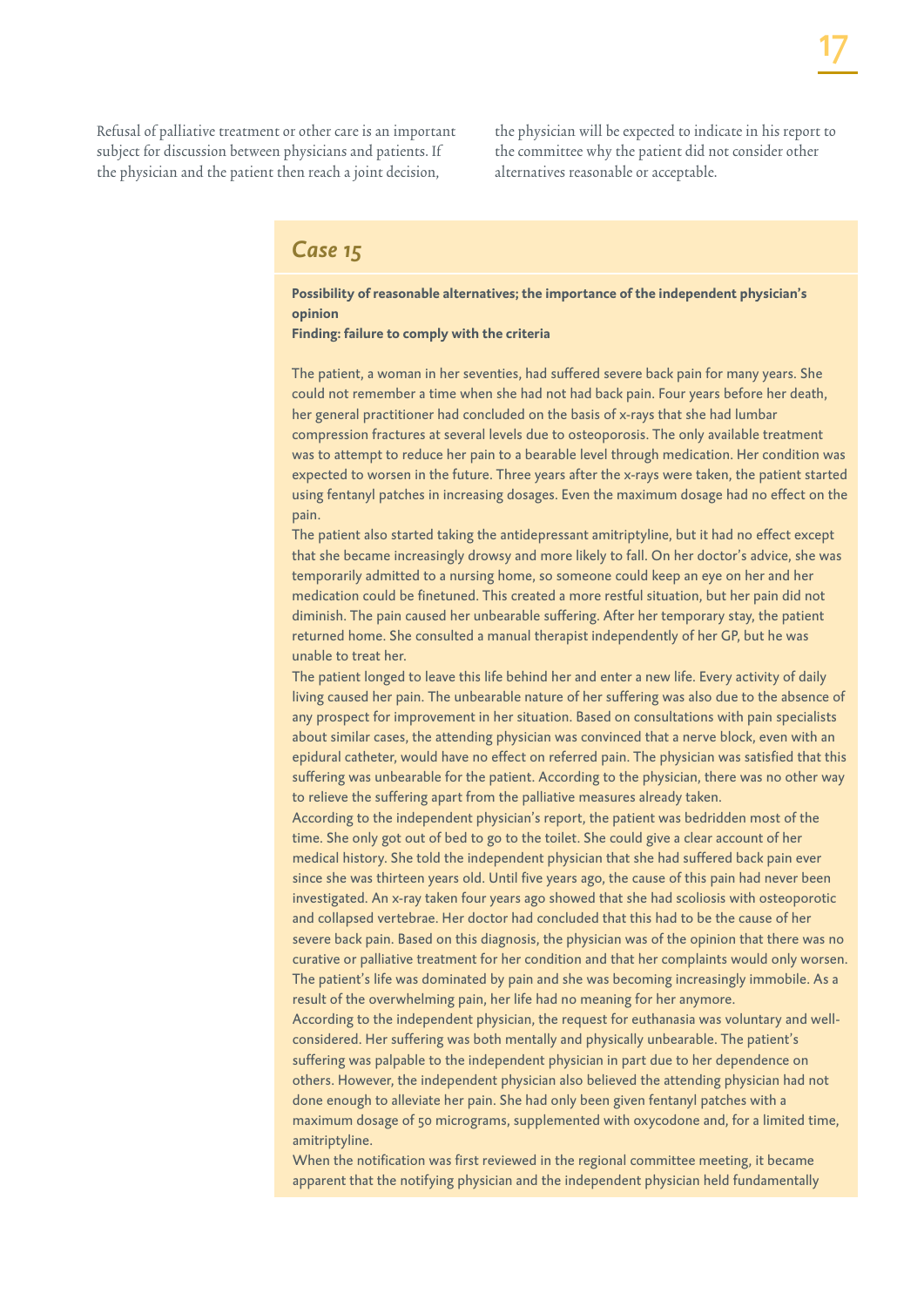Refusal of palliative treatment or other care is an important subject for discussion between physicians and patients. If the physician and the patient then reach a joint decision, the physician will be expected to indicate in his report to the committee why the patient did not consider other alternatives reasonable or acceptable.

## *Case 15*

**Possibility of reasonable alternatives; the importance of the independent physician's opinion**
**Finding: failure to comply with the criteria**

The patient, a woman in her seventies, had suffered severe back pain for many years. She could not remember a time when she had not had back pain. Four years before her death, her general practitioner had concluded on the basis of x-rays that she had lumbar compression fractures at several levels due to osteoporosis. The only available treatment was to attempt to reduce her pain to a bearable level through medication. Her condition was expected to worsen in the future. Three years after the x-rays were taken, the patient started using fentanyl patches in increasing dosages. Even the maximum dosage had no effect on the pain.

The patient also started taking the antidepressant amitriptyline, but it had no effect except that she became increasingly drowsy and more likely to fall. On her doctor's advice, she was temporarily admitted to a nursing home, so someone could keep an eye on her and her medication could be finetuned. This created a more restful situation, but her pain did not diminish. The pain caused her unbearable suffering. After her temporary stay, the patient returned home. She consulted a manual therapist independently of her GP, but he was unable to treat her.

The patient longed to leave this life behind her and enter a new life. Every activity of daily living caused her pain. The unbearable nature of her suffering was also due to the absence of any prospect for improvement in her situation. Based on consultations with pain specialists about similar cases, the attending physician was convinced that a nerve block, even with an epidural catheter, would have no effect on referred pain. The physician was satisfied that this suffering was unbearable for the patient. According to the physician, there was no other way to relieve the suffering apart from the palliative measures already taken.

According to the independent physician's report, the patient was bedridden most of the time. She only got out of bed to go to the toilet. She could give a clear account of her medical history. She told the independent physician that she had suffered back pain ever since she was thirteen years old. Until five years ago, the cause of this pain had never been investigated. An x-ray taken four years ago showed that she had scoliosis with osteoporotic and collapsed vertebrae. Her doctor had concluded that this had to be the cause of her severe back pain. Based on this diagnosis, the physician was of the opinion that there was no curative or palliative treatment for her condition and that her complaints would only worsen. The patient's life was dominated by pain and she was becoming increasingly immobile. As a result of the overwhelming pain, her life had no meaning for her anymore.

According to the independent physician, the request for euthanasia was voluntary and well-considered. Her suffering was both mentally and physically unbearable. The patient's suffering was palpable to the independent physician in part due to her dependence on others. However, the independent physician also believed the attending physician had not done enough to alleviate her pain. She had only been given fentanyl patches with a maximum dosage of 50 micrograms, supplemented with oxycodone and, for a limited time, amitriptyline.

When the notification was first reviewed in the regional committee meeting, it became apparent that the notifying physician and the independent physician held fundamentally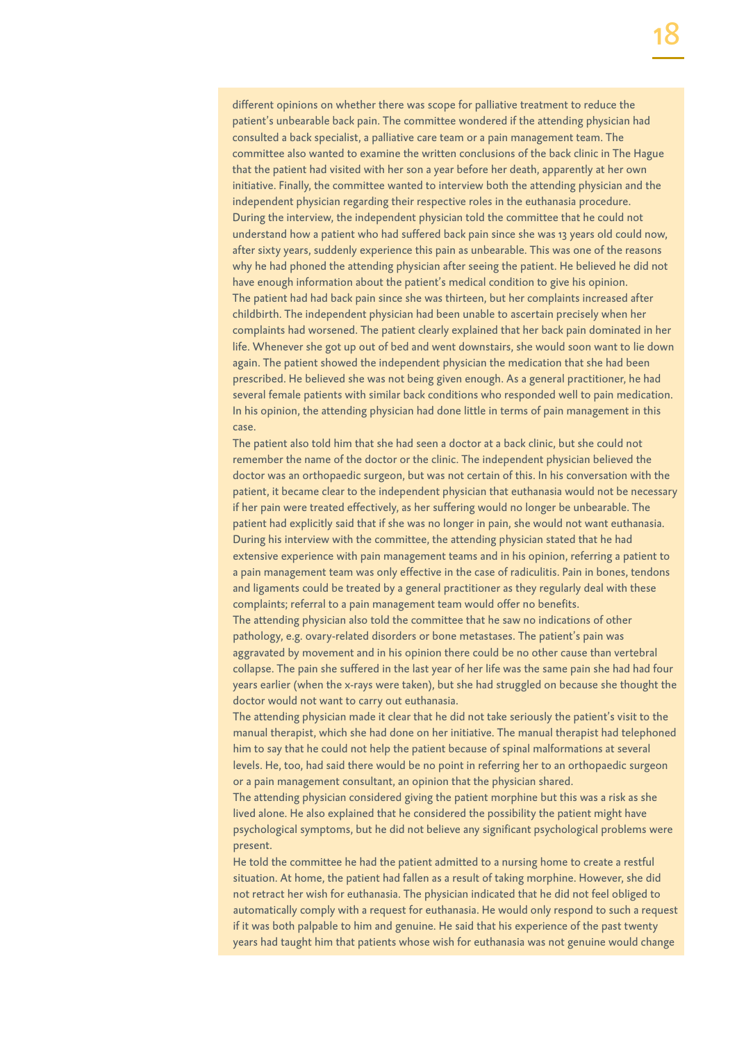different opinions on whether there was scope for palliative treatment to reduce the patient's unbearable back pain. The committee wondered if the attending physician had consulted a back specialist, a palliative care team or a pain management team. The committee also wanted to examine the written conclusions of the back clinic in The Hague that the patient had visited with her son a year before her death, apparently at her own initiative. Finally, the committee wanted to interview both the attending physician and the independent physician regarding their respective roles in the euthanasia procedure.

During the interview, the independent physician told the committee that he could not understand how a patient who had suffered back pain since she was 13 years old could now, after sixty years, suddenly experience this pain as unbearable. This was one of the reasons why he had phoned the attending physician after seeing the patient. He believed he did not have enough information about the patient's medical condition to give his opinion.

The patient had had back pain since she was thirteen, but her complaints increased after childbirth. The independent physician had been unable to ascertain precisely when her complaints had worsened. The patient clearly explained that her back pain dominated in her life. Whenever she got up out of bed and went downstairs, she would soon want to lie down again. The patient showed the independent physician the medication that she had been prescribed. He believed she was not being given enough. As a general practitioner, he had several female patients with similar back conditions who responded well to pain medication. In his opinion, the attending physician had done little in terms of pain management in this case.

The patient also told him that she had seen a doctor at a back clinic, but she could not remember the name of the doctor or the clinic. The independent physician believed the doctor was an orthopaedic surgeon, but was not certain of this. In his conversation with the patient, it became clear to the independent physician that euthanasia would not be necessary if her pain were treated effectively, as her suffering would no longer be unbearable. The patient had explicitly said that if she was no longer in pain, she would not want euthanasia.

During his interview with the committee, the attending physician stated that he had extensive experience with pain management teams and in his opinion, referring a patient to a pain management team was only effective in the case of radiculitis. Pain in bones, tendons and ligaments could be treated by a general practitioner as they regularly deal with these complaints; referral to a pain management team would offer no benefits.

The attending physician also told the committee that he saw no indications of other pathology, e.g. ovary-related disorders or bone metastases. The patient's pain was aggravated by movement and in his opinion there could be no other cause than vertebral collapse. The pain she suffered in the last year of her life was the same pain she had had four years earlier (when the x-rays were taken), but she had struggled on because she thought the doctor would not want to carry out euthanasia.

The attending physician made it clear that he did not take seriously the patient's visit to the manual therapist, which she had done on her initiative. The manual therapist had telephoned him to say that he could not help the patient because of spinal malformations at several levels. He, too, had said there would be no point in referring her to an orthopaedic surgeon or a pain management consultant, an opinion that the physician shared.

The attending physician considered giving the patient morphine but this was a risk as she lived alone. He also explained that he considered the possibility the patient might have psychological symptoms, but he did not believe any significant psychological problems were present.

He told the committee he had the patient admitted to a nursing home to create a restful situation. At home, the patient had fallen as a result of taking morphine. However, she did not retract her wish for euthanasia. The physician indicated that he did not feel obliged to automatically comply with a request for euthanasia. He would only respond to such a request if it was both palpable to him and genuine. He said that his experience of the past twenty years had taught him that patients whose wish for euthanasia was not genuine would change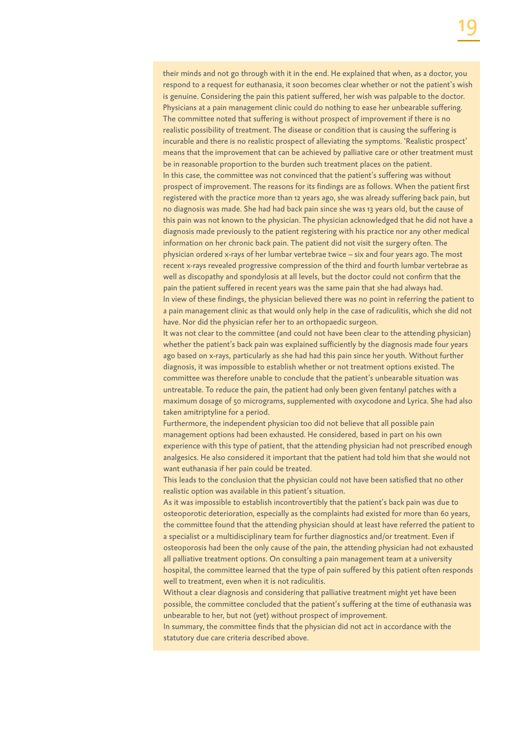their minds and not go through with it in the end. He explained that when, as a doctor, you respond to a request for euthanasia, it soon becomes clear whether or not the patient's wish is genuine. Considering the pain this patient suffered, her wish was palpable to the doctor. Physicians at a pain management clinic could do nothing to ease her unbearable suffering.

The committee noted that suffering is without prospect of improvement if there is no realistic possibility of treatment. The disease or condition that is causing the suffering is incurable and there is no realistic prospect of alleviating the symptoms. 'Realistic prospect' means that the improvement that can be achieved by palliative care or other treatment must be in reasonable proportion to the burden such treatment places on the patient.

In this case, the committee was not convinced that the patient's suffering was without prospect of improvement. The reasons for its findings are as follows. When the patient first registered with the practice more than 12 years ago, she was already suffering back pain, but no diagnosis was made. She had had back pain since she was 13 years old, but the cause of this pain was not known to the physician. The physician acknowledged that he did not have a diagnosis made previously to the patient registering with his practice nor any other medical information on her chronic back pain. The patient did not visit the surgery often. The physician ordered x-rays of her lumbar vertebrae twice – six and four years ago. The most recent x-rays revealed progressive compression of the third and fourth lumbar vertebrae as well as discopathy and spondylosis at all levels, but the doctor could not confirm that the pain the patient suffered in recent years was the same pain that she had always had.

In view of these findings, the physician believed there was no point in referring the patient to a pain management clinic as that would only help in the case of radiculitis, which she did not have. Nor did the physician refer her to an orthopaedic surgeon.

It was not clear to the committee (and could not have been clear to the attending physician) whether the patient's back pain was explained sufficiently by the diagnosis made four years ago based on x-rays, particularly as she had had this pain since her youth. Without further diagnosis, it was impossible to establish whether or not treatment options existed. The committee was therefore unable to conclude that the patient's unbearable situation was untreatable. To reduce the pain, the patient had only been given fentanyl patches with a maximum dosage of 50 micrograms, supplemented with oxycodone and Lyrica. She had also taken amitriptyline for a period.

Furthermore, the independent physician too did not believe that all possible pain management options had been exhausted. He considered, based in part on his own experience with this type of patient, that the attending physician had not prescribed enough analgesics. He also considered it important that the patient had told him that she would not want euthanasia if her pain could be treated.

This leads to the conclusion that the physician could not have been satisfied that no other realistic option was available in this patient's situation.

As it was impossible to establish incontrovertibly that the patient's back pain was due to osteoporotic deterioration, especially as the complaints had existed for more than 60 years, the committee found that the attending physician should at least have referred the patient to a specialist or a multidisciplinary team for further diagnostics and/or treatment. Even if osteoporosis had been the only cause of the pain, the attending physician had not exhausted all palliative treatment options. On consulting a pain management team at a university hospital, the committee learned that the type of pain suffered by this patient often responds well to treatment, even when it is not radiculitis.

Without a clear diagnosis and considering that palliative treatment might yet have been possible, the committee concluded that the patient's suffering at the time of euthanasia was unbearable to her, but not (yet) without prospect of improvement.

In summary, the committee finds that the physician did not act in accordance with the statutory due care criteria described above.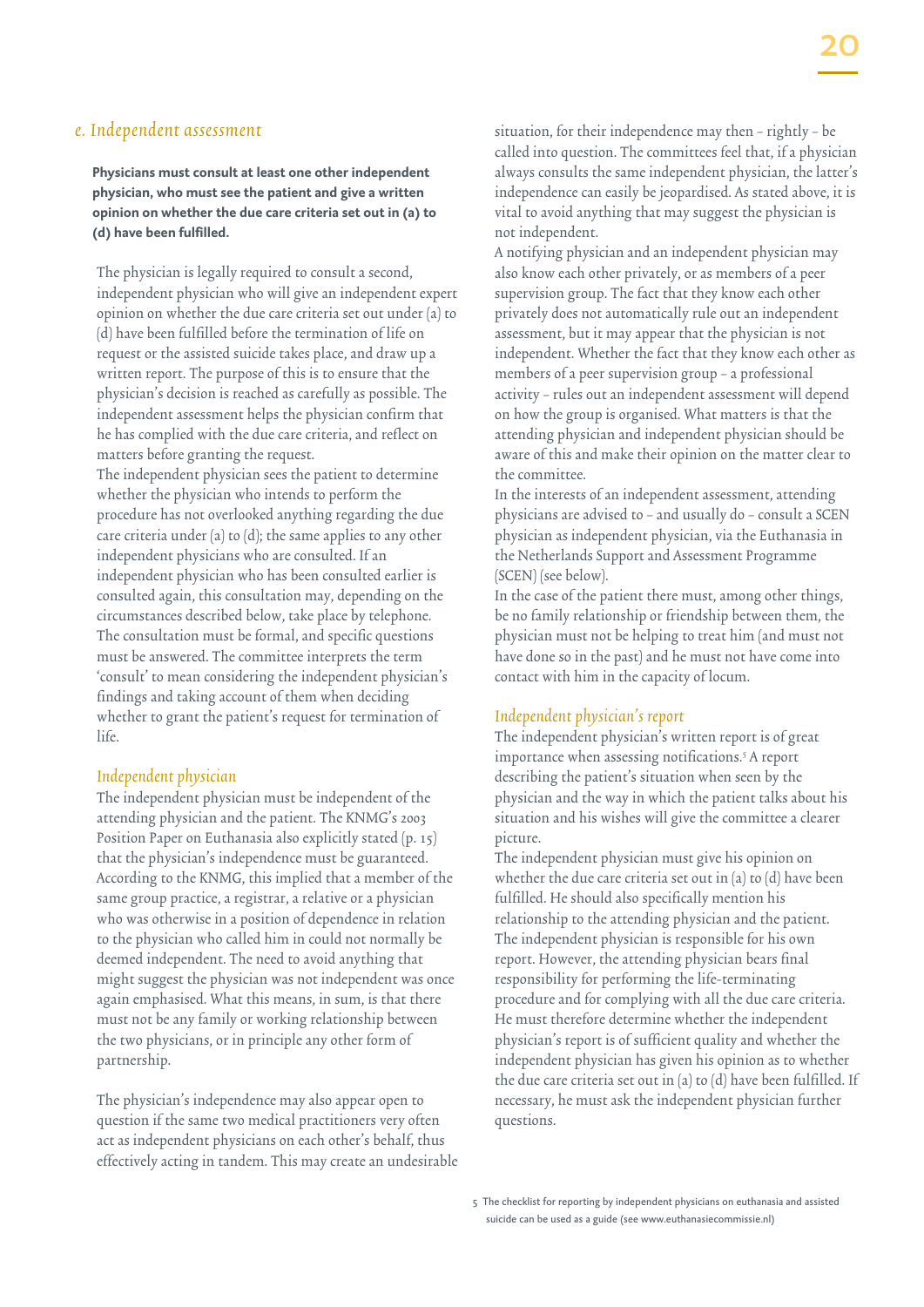## e. Independent assessment

**Physicians must consult at least one other independent physician, who must see the patient and give a written opinion on whether the due care criteria set out in (a) to (d) have been fulfilled.**

The physician is legally required to consult a second, independent physician who will give an independent expert opinion on whether the due care criteria set out under (a) to (d) have been fulfilled before the termination of life on request or the assisted suicide takes place, and draw up a written report. The purpose of this is to ensure that the physician's decision is reached as carefully as possible. The independent assessment helps the physician confirm that he has complied with the due care criteria, and reflect on matters before granting the request.
The independent physician sees the patient to determine whether the physician who intends to perform the procedure has not overlooked anything regarding the due care criteria under (a) to (d); the same applies to any other independent physicians who are consulted. If an independent physician who has been consulted earlier is consulted again, this consultation may, depending on the circumstances described below, take place by telephone. The consultation must be formal, and specific questions must be answered. The committee interprets the term 'consult' to mean considering the independent physician's findings and taking account of them when deciding whether to grant the patient's request for termination of life.

### Independent physician

The independent physician must be independent of the attending physician and the patient. The KNMG's 2003 Position Paper on Euthanasia also explicitly stated (p. 15) that the physician's independence must be guaranteed. According to the KNMG, this implied that a member of the same group practice, a registrar, a relative or a physician who was otherwise in a position of dependence in relation to the physician who called him in could not normally be deemed independent. The need to avoid anything that might suggest the physician was not independent was once again emphasised. What this means, in sum, is that there must not be any family or working relationship between the two physicians, or in principle any other form of partnership.

The physician's independence may also appear open to question if the same two medical practitioners very often act as independent physicians on each other's behalf, thus effectively acting in tandem. This may create an undesirable situation, for their independence may then – rightly – be called into question. The committees feel that, if a physician always consults the same independent physician, the latter's independence can easily be jeopardised. As stated above, it is vital to avoid anything that may suggest the physician is not independent.
A notifying physician and an independent physician may also know each other privately, or as members of a peer supervision group. The fact that they know each other privately does not automatically rule out an independent assessment, but it may appear that the physician is not independent. Whether the fact that they know each other as members of a peer supervision group – a professional activity – rules out an independent assessment will depend on how the group is organised. What matters is that the attending physician and independent physician should be aware of this and make their opinion on the matter clear to the committee.
In the interests of an independent assessment, attending physicians are advised to – and usually do – consult a SCEN physician as independent physician, via the Euthanasia in the Netherlands Support and Assessment Programme (SCEN) (see below).
In the case of the patient there must, among other things, be no family relationship or friendship between them, the physician must not be helping to treat him (and must not have done so in the past) and he must not have come into contact with him in the capacity of locum.

### Independent physician's report

The independent physician's written report is of great importance when assessing notifications.[5] A report describing the patient's situation when seen by the physician and the way in which the patient talks about his situation and his wishes will give the committee a clearer picture.
The independent physician must give his opinion on whether the due care criteria set out in (a) to (d) have been fulfilled. He should also specifically mention his relationship to the attending physician and the patient. The independent physician is responsible for his own report. However, the attending physician bears final responsibility for performing the life-terminating procedure and for complying with all the due care criteria. He must therefore determine whether the independent physician's report is of sufficient quality and whether the independent physician has given his opinion as to whether the due care criteria set out in (a) to (d) have been fulfilled. If necessary, he must ask the independent physician further questions.

5 The checklist for reporting by independent physicians on euthanasia and assisted suicide can be used as a guide (see www.euthanasiecommissie.nl)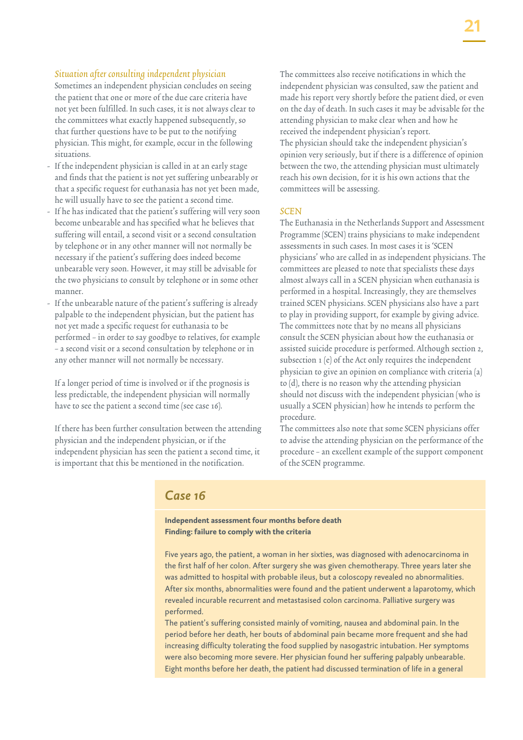### *Situation after consulting independent physician*

Sometimes an independent physician concludes on seeing the patient that one or more of the due care criteria have not yet been fulfilled. In such cases, it is not always clear to the committees what exactly happened subsequently, so that further questions have to be put to the notifying physician. This might, for example, occur in the following situations.

- If the independent physician is called in at an early stage and finds that the patient is not yet suffering unbearably or that a specific request for euthanasia has not yet been made, he will usually have to see the patient a second time.
- If he has indicated that the patient's suffering will very soon become unbearable and has specified what he believes that suffering will entail, a second visit or a second consultation by telephone or in any other manner will not normally be necessary if the patient's suffering does indeed become unbearable very soon. However, it may still be advisable for the two physicians to consult by telephone or in some other manner.
- If the unbearable nature of the patient's suffering is already palpable to the independent physician, but the patient has not yet made a specific request for euthanasia to be performed – in order to say goodbye to relatives, for example – a second visit or a second consultation by telephone or in any other manner will not normally be necessary.

If a longer period of time is involved or if the prognosis is less predictable, the independent physician will normally have to see the patient a second time (see case 16).

If there has been further consultation between the attending physician and the independent physician, or if the independent physician has seen the patient a second time, it is important that this be mentioned in the notification.

The committees also receive notifications in which the independent physician was consulted, saw the patient and made his report very shortly before the patient died, or even on the day of death. In such cases it may be advisable for the attending physician to make clear when and how he received the independent physician's report.
The physician should take the independent physician's opinion very seriously, but if there is a difference of opinion between the two, the attending physician must ultimately reach his own decision, for it is his own actions that the committees will be assessing.

### *SCEN*

The Euthanasia in the Netherlands Support and Assessment Programme (SCEN) trains physicians to make independent assessments in such cases. In most cases it is 'SCEN physicians' who are called in as independent physicians. The committees are pleased to note that specialists these days almost always call in a SCEN physician when euthanasia is performed in a hospital. Increasingly, they are themselves trained SCEN physicians. SCEN physicians also have a part to play in providing support, for example by giving advice. The committees note that by no means all physicians consult the SCEN physician about how the euthanasia or assisted suicide procedure is performed. Although section 2, subsection 1 (e) of the Act only requires the independent physician to give an opinion on compliance with criteria (a) to (d), there is no reason why the attending physician should not discuss with the independent physician (who is usually a SCEN physician) how he intends to perform the procedure.
The committees also note that some SCEN physicians offer to advise the attending physician on the performance of the procedure – an excellent example of the support component of the SCEN programme.

## Case 16

**Independent assessment four months before death**
**Finding: failure to comply with the criteria**

Five years ago, the patient, a woman in her sixties, was diagnosed with adenocarcinoma in the first half of her colon. After surgery she was given chemotherapy. Three years later she was admitted to hospital with probable ileus, but a coloscopy revealed no abnormalities. After six months, abnormalities were found and the patient underwent a laparotomy, which revealed incurable recurrent and metastasised colon carcinoma. Palliative surgery was performed.
The patient's suffering consisted mainly of vomiting, nausea and abdominal pain. In the period before her death, her bouts of abdominal pain became more frequent and she had increasing difficulty tolerating the food supplied by nasogastric intubation. Her symptoms were also becoming more severe. Her physician found her suffering palpably unbearable. Eight months before her death, the patient had discussed termination of life in a general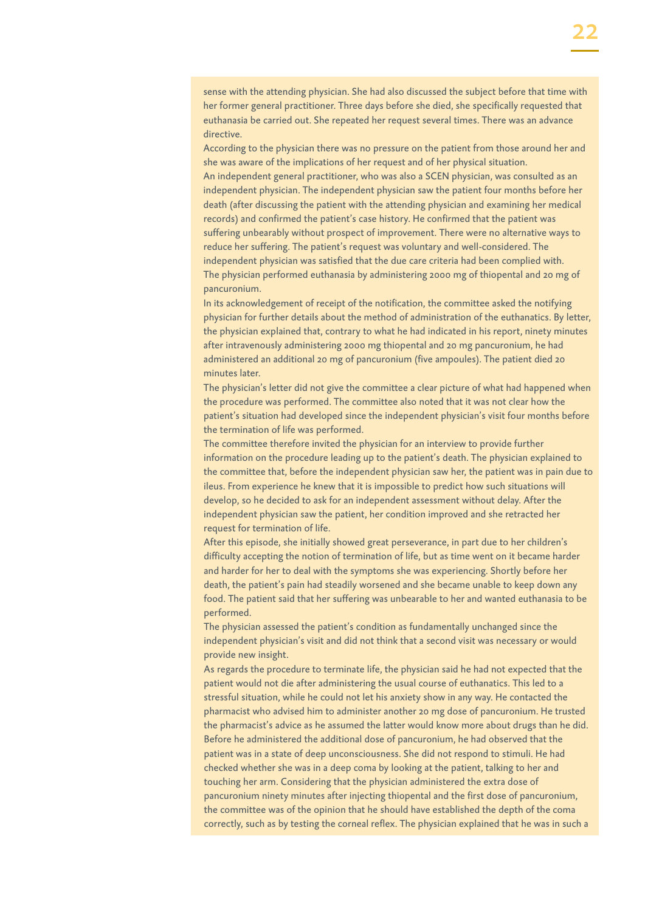sense with the attending physician. She had also discussed the subject before that time with her former general practitioner. Three days before she died, she specifically requested that euthanasia be carried out. She repeated her request several times. There was an advance directive.

According to the physician there was no pressure on the patient from those around her and she was aware of the implications of her request and of her physical situation.

An independent general practitioner, who was also a SCEN physician, was consulted as an independent physician. The independent physician saw the patient four months before her death (after discussing the patient with the attending physician and examining her medical records) and confirmed the patient's case history. He confirmed that the patient was suffering unbearably without prospect of improvement. There were no alternative ways to reduce her suffering. The patient's request was voluntary and well-considered. The independent physician was satisfied that the due care criteria had been complied with.

The physician performed euthanasia by administering 2000 mg of thiopental and 20 mg of pancuronium.

In its acknowledgement of receipt of the notification, the committee asked the notifying physician for further details about the method of administration of the euthanatics. By letter, the physician explained that, contrary to what he had indicated in his report, ninety minutes after intravenously administering 2000 mg thiopental and 20 mg pancuronium, he had administered an additional 20 mg of pancuronium (five ampoules). The patient died 20 minutes later.

The physician's letter did not give the committee a clear picture of what had happened when the procedure was performed. The committee also noted that it was not clear how the patient's situation had developed since the independent physician's visit four months before the termination of life was performed.

The committee therefore invited the physician for an interview to provide further information on the procedure leading up to the patient's death. The physician explained to the committee that, before the independent physician saw her, the patient was in pain due to ileus. From experience he knew that it is impossible to predict how such situations will develop, so he decided to ask for an independent assessment without delay. After the independent physician saw the patient, her condition improved and she retracted her request for termination of life.

After this episode, she initially showed great perseverance, in part due to her children's difficulty accepting the notion of termination of life, but as time went on it became harder and harder for her to deal with the symptoms she was experiencing. Shortly before her death, the patient's pain had steadily worsened and she became unable to keep down any food. The patient said that her suffering was unbearable to her and wanted euthanasia to be performed.

The physician assessed the patient's condition as fundamentally unchanged since the independent physician's visit and did not think that a second visit was necessary or would provide new insight.

As regards the procedure to terminate life, the physician said he had not expected that the patient would not die after administering the usual course of euthanatics. This led to a stressful situation, while he could not let his anxiety show in any way. He contacted the pharmacist who advised him to administer another 20 mg dose of pancuronium. He trusted the pharmacist's advice as he assumed the latter would know more about drugs than he did. Before he administered the additional dose of pancuronium, he had observed that the patient was in a state of deep unconsciousness. She did not respond to stimuli. He had checked whether she was in a deep coma by looking at the patient, talking to her and touching her arm. Considering that the physician administered the extra dose of pancuronium ninety minutes after injecting thiopental and the first dose of pancuronium, the committee was of the opinion that he should have established the depth of the coma correctly, such as by testing the corneal reflex. The physician explained that he was in such a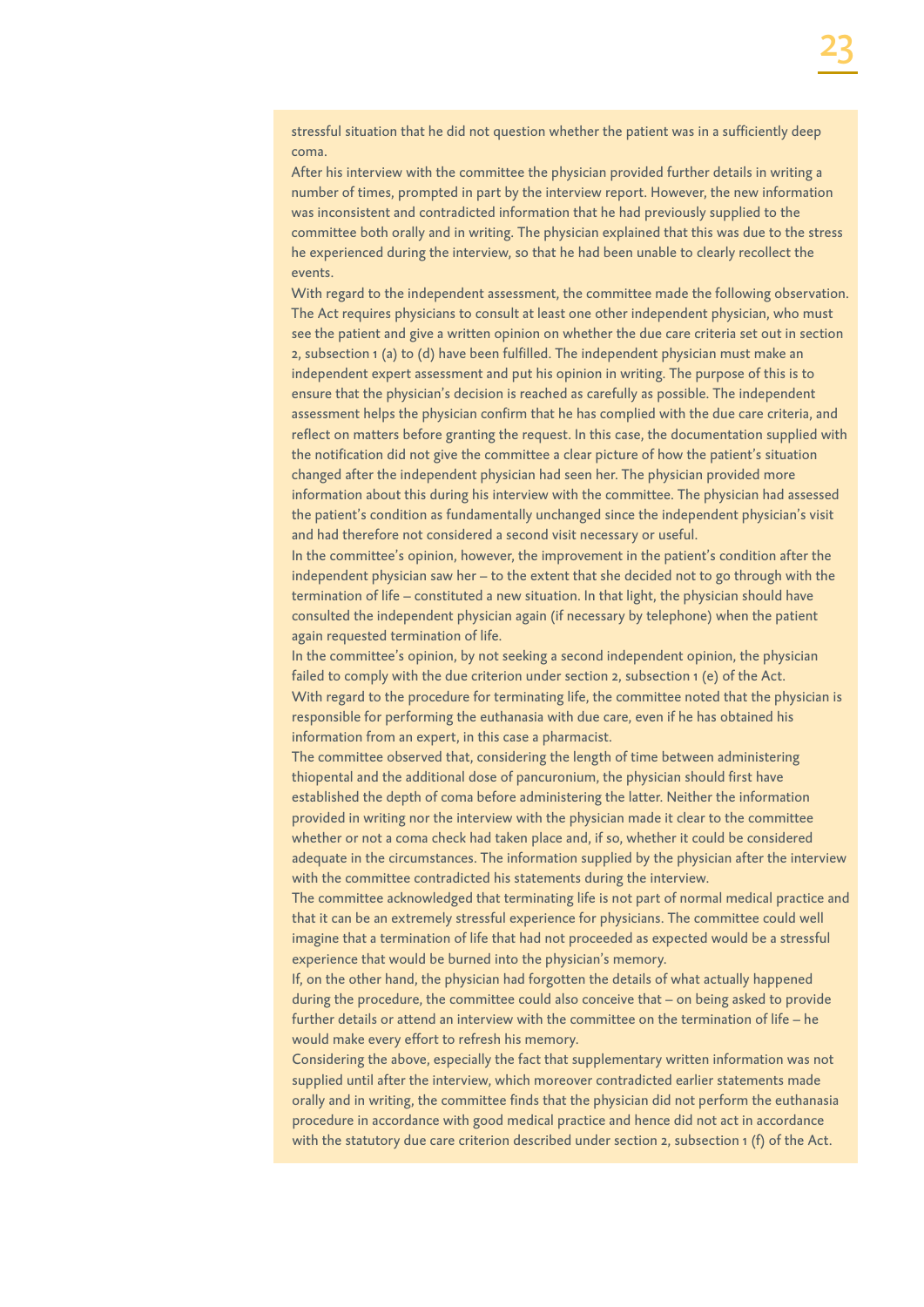stressful situation that he did not question whether the patient was in a sufficiently deep coma.

After his interview with the committee the physician provided further details in writing a number of times, prompted in part by the interview report. However, the new information was inconsistent and contradicted information that he had previously supplied to the committee both orally and in writing. The physician explained that this was due to the stress he experienced during the interview, so that he had been unable to clearly recollect the events.

With regard to the independent assessment, the committee made the following observation. The Act requires physicians to consult at least one other independent physician, who must see the patient and give a written opinion on whether the due care criteria set out in section 2, subsection 1 (a) to (d) have been fulfilled. The independent physician must make an independent expert assessment and put his opinion in writing. The purpose of this is to ensure that the physician's decision is reached as carefully as possible. The independent assessment helps the physician confirm that he has complied with the due care criteria, and reflect on matters before granting the request. In this case, the documentation supplied with the notification did not give the committee a clear picture of how the patient's situation changed after the independent physician had seen her. The physician provided more information about this during his interview with the committee. The physician had assessed the patient's condition as fundamentally unchanged since the independent physician's visit and had therefore not considered a second visit necessary or useful.

In the committee's opinion, however, the improvement in the patient's condition after the independent physician saw her – to the extent that she decided not to go through with the termination of life – constituted a new situation. In that light, the physician should have consulted the independent physician again (if necessary by telephone) when the patient again requested termination of life.

In the committee's opinion, by not seeking a second independent opinion, the physician failed to comply with the due criterion under section 2, subsection 1 (e) of the Act.

With regard to the procedure for terminating life, the committee noted that the physician is responsible for performing the euthanasia with due care, even if he has obtained his information from an expert, in this case a pharmacist.

The committee observed that, considering the length of time between administering thiopental and the additional dose of pancuronium, the physician should first have established the depth of coma before administering the latter. Neither the information provided in writing nor the interview with the physician made it clear to the committee whether or not a coma check had taken place and, if so, whether it could be considered adequate in the circumstances. The information supplied by the physician after the interview with the committee contradicted his statements during the interview.

The committee acknowledged that terminating life is not part of normal medical practice and that it can be an extremely stressful experience for physicians. The committee could well imagine that a termination of life that had not proceeded as expected would be a stressful experience that would be burned into the physician's memory.

If, on the other hand, the physician had forgotten the details of what actually happened during the procedure, the committee could also conceive that – on being asked to provide further details or attend an interview with the committee on the termination of life – he would make every effort to refresh his memory.

Considering the above, especially the fact that supplementary written information was not supplied until after the interview, which moreover contradicted earlier statements made orally and in writing, the committee finds that the physician did not perform the euthanasia procedure in accordance with good medical practice and hence did not act in accordance with the statutory due care criterion described under section 2, subsection 1 (f) of the Act.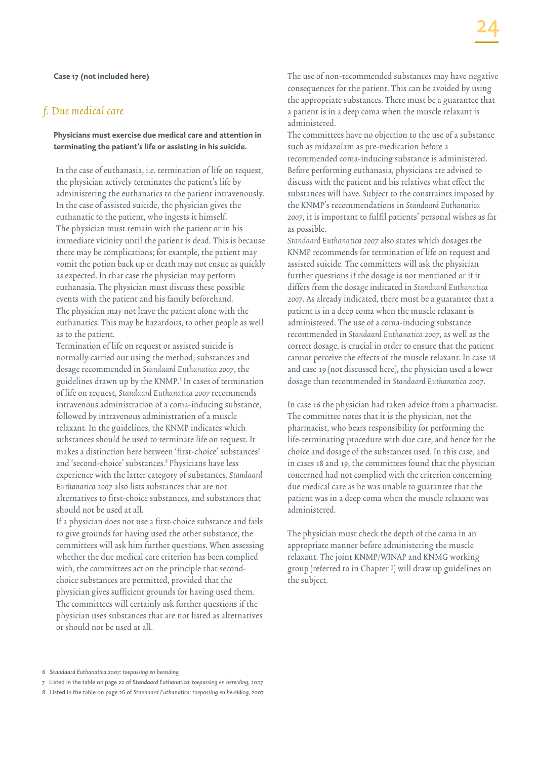**Case 17 (not included here)**

## *f. Due medical care*

**Physicians must exercise due medical care and attention in terminating the patient's life or assisting in his suicide.**

In the case of euthanasia, i.e. termination of life on request, the physician actively terminates the patient's life by administering the euthanatics to the patient intravenously. In the case of assisted suicide, the physician gives the euthanatic to the patient, who ingests it himself.
The physician must remain with the patient or in his immediate vicinity until the patient is dead. This is because there may be complications; for example, the patient may vomit the potion back up or death may not ensue as quickly as expected. In that case the physician may perform euthanasia. The physician must discuss these possible events with the patient and his family beforehand.
The physician may not leave the patient alone with the euthanatics. This may be hazardous, to other people as well as to the patient.
Termination of life on request or assisted suicide is normally carried out using the method, substances and dosage recommended in *Standaard Euthanatica 2007*, the guidelines drawn up by the KNMP.[6] In cases of termination of life on request, *Standaard Euthanatica 2007* recommends intravenous administration of a coma-inducing substance, followed by intravenous administration of a muscle relaxant. In the guidelines, the KNMP indicates which substances should be used to terminate life on request. It makes a distinction here between 'first-choice' substances[7] and 'second-choice' substances.[8] Physicians have less experience with the latter category of substances. *Standaard Euthanatica 2007* also lists substances that are not alternatives to first-choice substances, and substances that should not be used at all.
If a physician does not use a first-choice substance and fails to give grounds for having used the other substance, the committees will ask him further questions. When assessing whether the due medical care principle has been complied with, the committees act on the principle that second-choice substances are permitted, provided that the physician gives sufficient grounds for having used them. The committees will certainly ask further questions if the physician uses substances that are not listed as alternatives or should not be used at all.

The use of non-recommended substances may have negative consequences for the patient. This can be avoided by using the appropriate substances. There must be a guarantee that a patient is in a deep coma when the muscle relaxant is administered.
The committees have no objection to the use of a substance such as midazolam as pre-medication before a recommended coma-inducing substance is administered. Before performing euthanasia, physicians are advised to discuss with the patient and his relatives what effect the substances will have. Subject to the constraints imposed by the KNMP's recommendations in *Standaard Euthanatica 2007*, it is important to fulfil patients' personal wishes as far as possible.
*Standaard Euthanatica 2007* also states which dosages the KNMP recommends for termination of life on request and assisted suicide. The committees will ask the physician further questions if the dosage is not mentioned or if it differs from the dosage indicated in *Standaard Euthanatica 2007*. As already indicated, there must be a guarantee that a patient is in a deep coma when the muscle relaxant is administered. The use of a coma-inducing substance recommended in *Standaard Euthanatica 2007*, as well as the correct dosage, is crucial in order to ensure that the patient cannot perceive the effects of the muscle relaxant. In case 18 and case 19 (not discussed here), the physician used a lower dosage than recommended in *Standaard Euthanatica 2007*.

In case 16 the physician had taken advice from a pharmacist. The committee notes that it is the physician, not the pharmacist, who bears responsibility for performing the life-terminating procedure with due care, and hence for the choice and dosage of the substances used. In this case, and in cases 18 and 19, the committees found that the physician concerned had not complied with the criterion concerning due medical care as he was unable to guarantee that the patient was in a deep coma when the muscle relaxant was administered.

The physician must check the depth of the coma in an appropriate manner before administering the muscle relaxant. The joint KNMP/WINAP and KNMG working group (referred to in Chapter I) will draw up guidelines on the subject.

---

6 *Standaard Euthanatica 2007: toepassing en bereiding*

7 Listed in the table on page 22 of *Standaard Euthanatica: toepassing en bereiding*, 2007

8 Listed in the table on page 26 of *Standaard Euthanatica: toepassing en bereiding*, 2007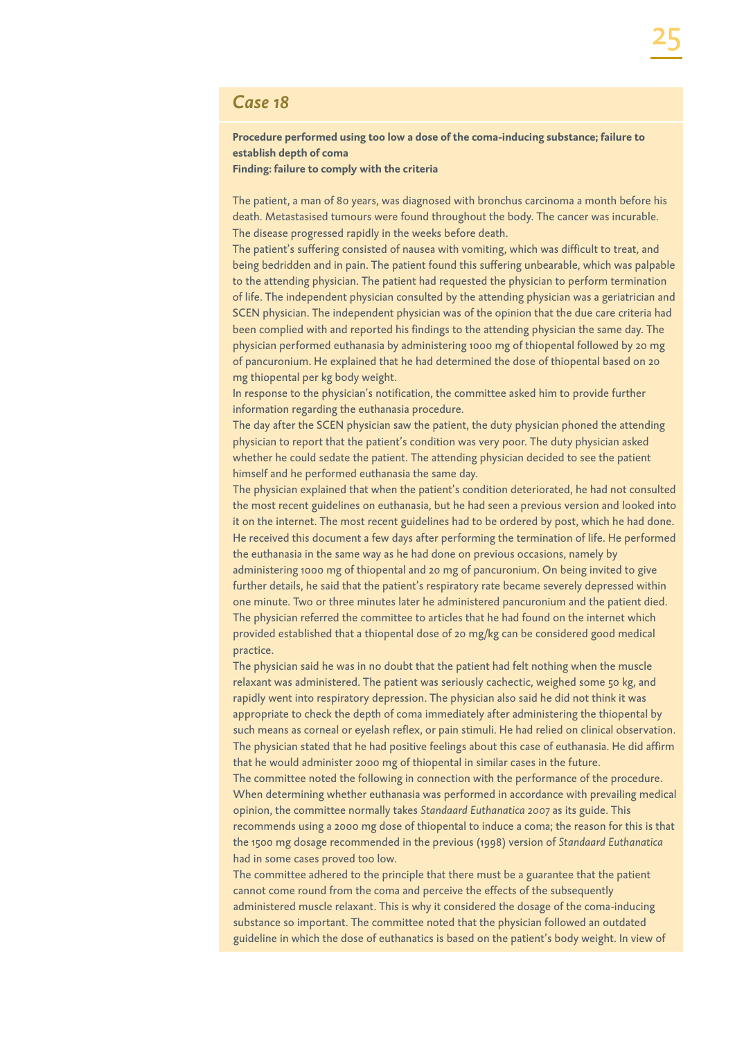## *Case 18*

**Procedure performed using too low a dose of the coma-inducing substance; failure to establish depth of coma**
**Finding: failure to comply with the criteria**

The patient, a man of 80 years, was diagnosed with bronchus carcinoma a month before his death. Metastasised tumours were found throughout the body. The cancer was incurable. The disease progressed rapidly in the weeks before death.
The patient's suffering consisted of nausea with vomiting, which was difficult to treat, and being bedridden and in pain. The patient found this suffering unbearable, which was palpable to the attending physician. The patient had requested the physician to perform termination of life. The independent physician consulted by the attending physician was a geriatrician and SCEN physician. The independent physician was of the opinion that the due care criteria had been complied with and reported his findings to the attending physician the same day. The physician performed euthanasia by administering 1000 mg of thiopental followed by 20 mg of pancuronium. He explained that he had determined the dose of thiopental based on 20 mg thiopental per kg body weight.
In response to the physician's notification, the committee asked him to provide further information regarding the euthanasia procedure.
The day after the SCEN physician saw the patient, the duty physician phoned the attending physician to report that the patient's condition was very poor. The duty physician asked whether he could sedate the patient. The attending physician decided to see the patient himself and he performed euthanasia the same day.
The physician explained that when the patient's condition deteriorated, he had not consulted the most recent guidelines on euthanasia, but he had seen a previous version and looked into it on the internet. The most recent guidelines had to be ordered by post, which he had done. He received this document a few days after performing the termination of life. He performed the euthanasia in the same way as he had done on previous occasions, namely by administering 1000 mg of thiopental and 20 mg of pancuronium. On being invited to give further details, he said that the patient's respiratory rate became severely depressed within one minute. Two or three minutes later he administered pancuronium and the patient died. The physician referred the committee to articles that he had found on the internet which provided established that a thiopental dose of 20 mg/kg can be considered good medical practice.
The physician said he was in no doubt that the patient had felt nothing when the muscle relaxant was administered. The patient was seriously cachectic, weighed some 50 kg, and rapidly went into respiratory depression. The physician also said he did not think it was appropriate to check the depth of coma immediately after administering the thiopental by such means as corneal or eyelash reflex, or pain stimuli. He had relied on clinical observation. The physician stated that he had positive feelings about this case of euthanasia. He did affirm that he would administer 2000 mg of thiopental in similar cases in the future.
The committee noted the following in connection with the performance of the procedure. When determining whether euthanasia was performed in accordance with prevailing medical opinion, the committee normally takes *Standaard Euthanatica 2007* as its guide. This recommends using a 2000 mg dose of thiopental to induce a coma; the reason for this is that the 1500 mg dosage recommended in the previous (1998) version of *Standaard Euthanatica* had in some cases proved too low.
The committee adhered to the principle that there must be a guarantee that the patient cannot come round from the coma and perceive the effects of the subsequently administered muscle relaxant. This is why it considered the dosage of the coma-inducing substance so important. The committee noted that the physician followed an outdated guideline in which the dose of euthanatics is based on the patient's body weight. In view of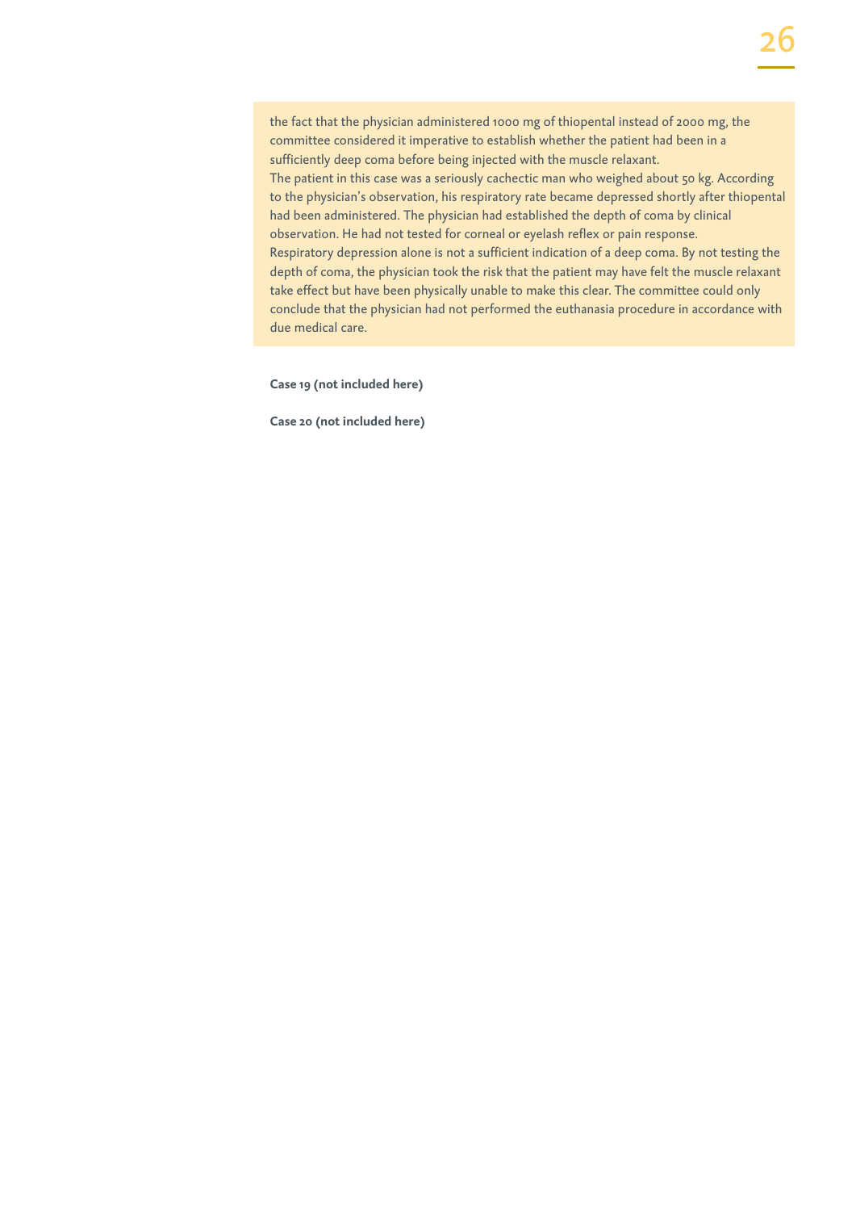the fact that the physician administered 1000 mg of thiopental instead of 2000 mg, the committee considered it imperative to establish whether the patient had been in a sufficiently deep coma before being injected with the muscle relaxant.

The patient in this case was a seriously cachectic man who weighed about 50 kg. According to the physician's observation, his respiratory rate became depressed shortly after thiopental had been administered. The physician had established the depth of coma by clinical observation. He had not tested for corneal or eyelash reflex or pain response.

Respiratory depression alone is not a sufficient indication of a deep coma. By not testing the depth of coma, the physician took the risk that the patient may have felt the muscle relaxant take effect but have been physically unable to make this clear. The committee could only conclude that the physician had not performed the euthanasia procedure in accordance with due medical care.

**Case 19 (not included here)**

**Case 20 (not included here)**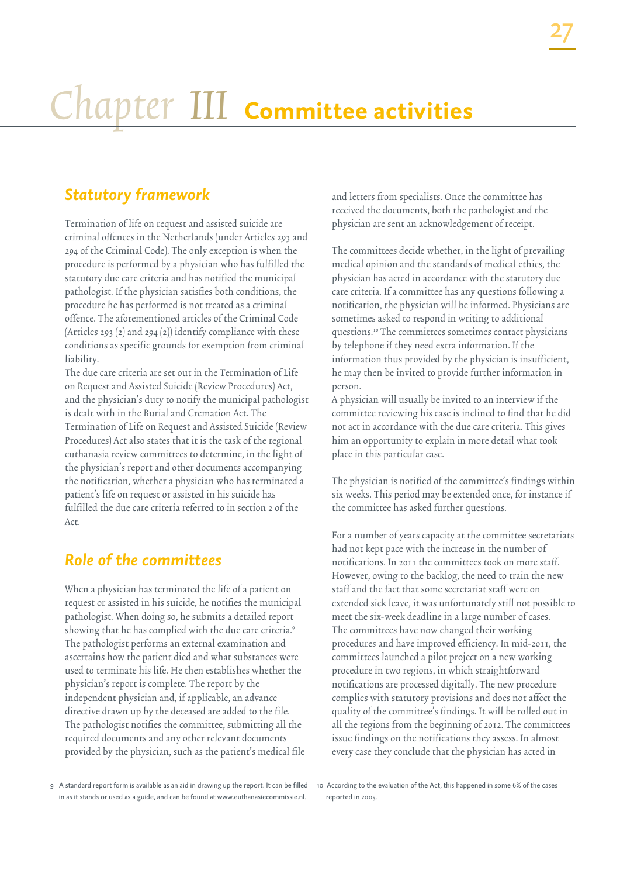# Chapter III Committee activities

## Statutory framework

Termination of life on request and assisted suicide are criminal offences in the Netherlands (under Articles 293 and 294 of the Criminal Code). The only exception is when the procedure is performed by a physician who has fulfilled the statutory due care criteria and has notified the municipal pathologist. If the physician satisfies both conditions, the procedure he has performed is not treated as a criminal offence. The aforementioned articles of the Criminal Code (Articles 293 (2) and 294 (2)) identify compliance with these conditions as specific grounds for exemption from criminal liability.

The due care criteria are set out in the Termination of Life on Request and Assisted Suicide (Review Procedures) Act, and the physician's duty to notify the municipal pathologist is dealt with in the Burial and Cremation Act. The Termination of Life on Request and Assisted Suicide (Review Procedures) Act also states that it is the task of the regional euthanasia review committees to determine, in the light of the physician's report and other documents accompanying the notification, whether a physician who has terminated a patient's life on request or assisted in his suicide has fulfilled the due care criteria referred to in section 2 of the Act.

## Role of the committees

When a physician has terminated the life of a patient on request or assisted in his suicide, he notifies the municipal pathologist. When doing so, he submits a detailed report showing that he has complied with the due care criteria.[9] The pathologist performs an external examination and ascertains how the patient died and what substances were used to terminate his life. He then establishes whether the physician's report is complete. The report by the independent physician and, if applicable, an advance directive drawn up by the deceased are added to the file. The pathologist notifies the committee, submitting all the required documents and any other relevant documents provided by the physician, such as the patient's medical file and letters from specialists. Once the committee has received the documents, both the pathologist and the physician are sent an acknowledgement of receipt.

The committees decide whether, in the light of prevailing medical opinion and the standards of medical ethics, the physician has acted in accordance with the statutory due care criteria. If a committee has any questions following a notification, the physician will be informed. Physicians are sometimes asked to respond in writing to additional questions.[10] The committees sometimes contact physicians by telephone if they need extra information. If the information thus provided by the physician is insufficient, he may then be invited to provide further information in person.

A physician will usually be invited to an interview if the committee reviewing his case is inclined to find that he did not act in accordance with the due care criteria. This gives him an opportunity to explain in more detail what took place in this particular case.

The physician is notified of the committee's findings within six weeks. This period may be extended once, for instance if the committee has asked further questions.

For a number of years capacity at the committee secretariats had not kept pace with the increase in the number of notifications. In 2011 the committees took on more staff. However, owing to the backlog, the need to train the new staff and the fact that some secretariat staff were on extended sick leave, it was unfortunately still not possible to meet the six-week deadline in a large number of cases. The committees have now changed their working procedures and have improved efficiency. In mid-2011, the committees launched a pilot project on a new working procedure in two regions, in which straightforward notifications are processed digitally. The new procedure complies with statutory provisions and does not affect the quality of the committee's findings. It will be rolled out in all the regions from the beginning of 2012. The committees issue findings on the notifications they assess. In almost every case they conclude that the physician has acted in

9 A standard report form is available as an aid in drawing up the report. It can be filled in as it stands or used as a guide, and can be found at www.euthanasiecommissie.nl.

10 According to the evaluation of the Act, this happened in some 6% of the cases reported in 2005.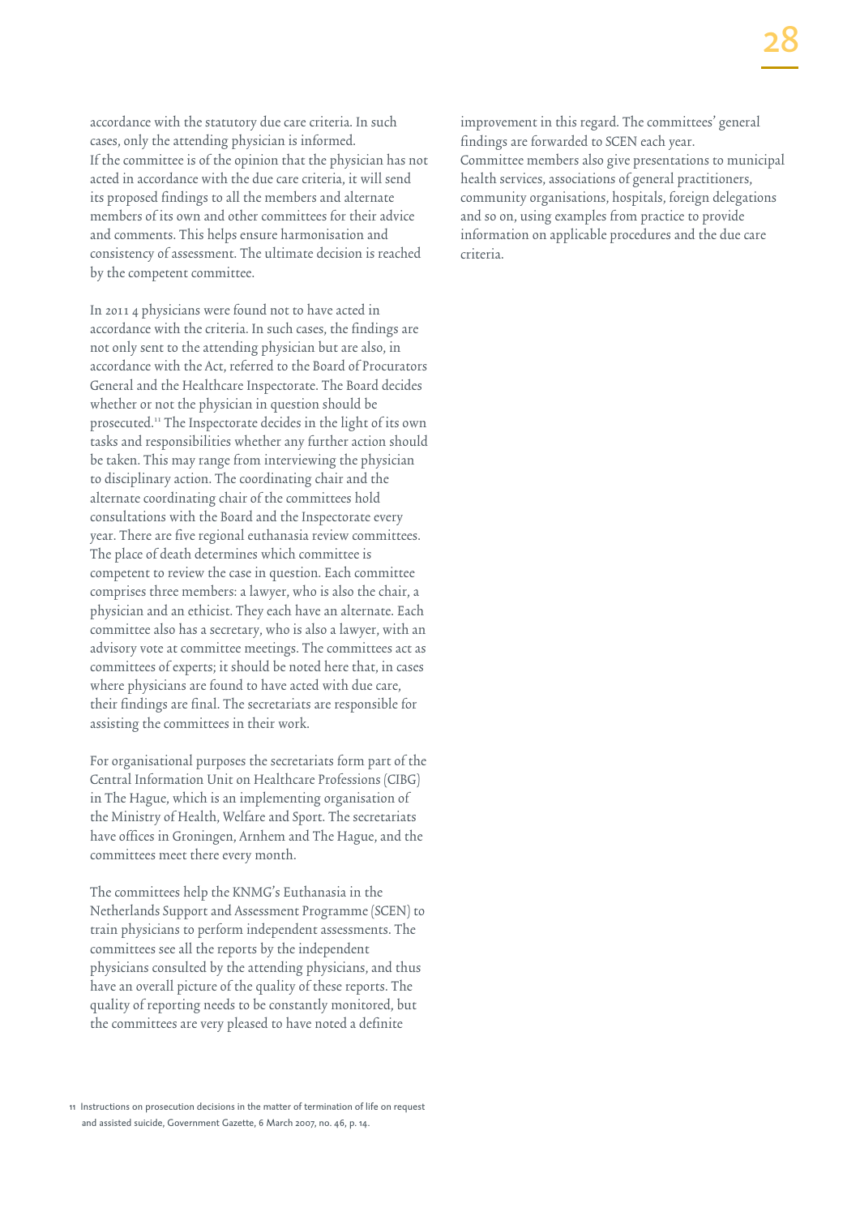accordance with the statutory due care criteria. In such cases, only the attending physician is informed. If the committee is of the opinion that the physician has not acted in accordance with the due care criteria, it will send its proposed findings to all the members and alternate members of its own and other committees for their advice and comments. This helps ensure harmonisation and consistency of assessment. The ultimate decision is reached by the competent committee.

In 2011 4 physicians were found not to have acted in accordance with the criteria. In such cases, the findings are not only sent to the attending physician but are also, in accordance with the Act, referred to the Board of Procurators General and the Healthcare Inspectorate. The Board decides whether or not the physician in question should be prosecuted.[11] The Inspectorate decides in the light of its own tasks and responsibilities whether any further action should be taken. This may range from interviewing the physician to disciplinary action. The coordinating chair and the alternate coordinating chair of the committees hold consultations with the Board and the Inspectorate every year. There are five regional euthanasia review committees. The place of death determines which committee is competent to review the case in question. Each committee comprises three members: a lawyer, who is also the chair, a physician and an ethicist. They each have an alternate. Each committee also has a secretary, who is also a lawyer, with an advisory vote at committee meetings. The committees act as committees of experts; it should be noted here that, in cases where physicians are found to have acted with due care, their findings are final. The secretariats are responsible for assisting the committees in their work.

For organisational purposes the secretariats form part of the Central Information Unit on Healthcare Professions (CIBG) in The Hague, which is an implementing organisation of the Ministry of Health, Welfare and Sport. The secretariats have offices in Groningen, Arnhem and The Hague, and the committees meet there every month.

The committees help the KNMG's Euthanasia in the Netherlands Support and Assessment Programme (SCEN) to train physicians to perform independent assessments. The committees see all the reports by the independent physicians consulted by the attending physicians, and thus have an overall picture of the quality of these reports. The quality of reporting needs to be constantly monitored, but the committees are very pleased to have noted a definite improvement in this regard. The committees' general findings are forwarded to SCEN each year.
Committee members also give presentations to municipal health services, associations of general practitioners, community organisations, hospitals, foreign delegations and so on, using examples from practice to provide information on applicable procedures and the due care criteria.

11 Instructions on prosecution decisions in the matter of termination of life on request and assisted suicide, Government Gazette, 6 March 2007, no. 46, p. 14.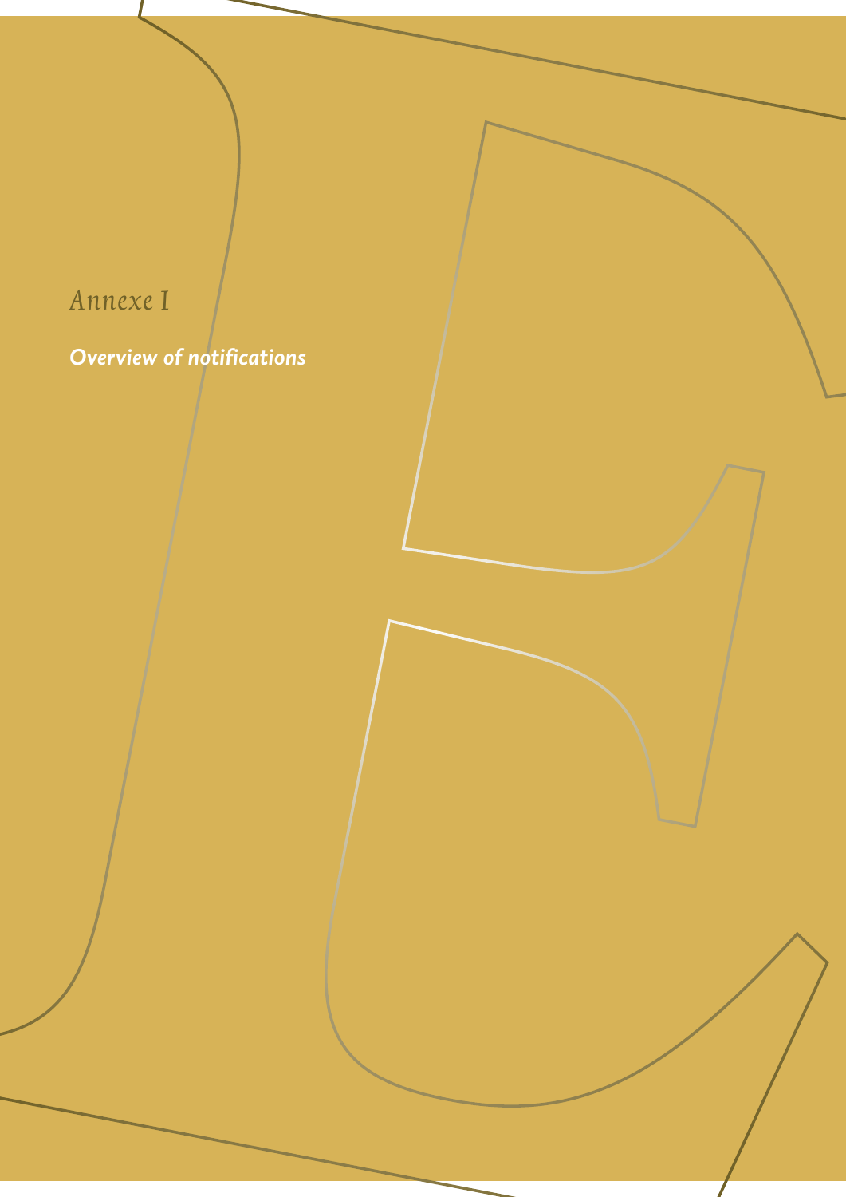*Annexe I*

## Overview of notifications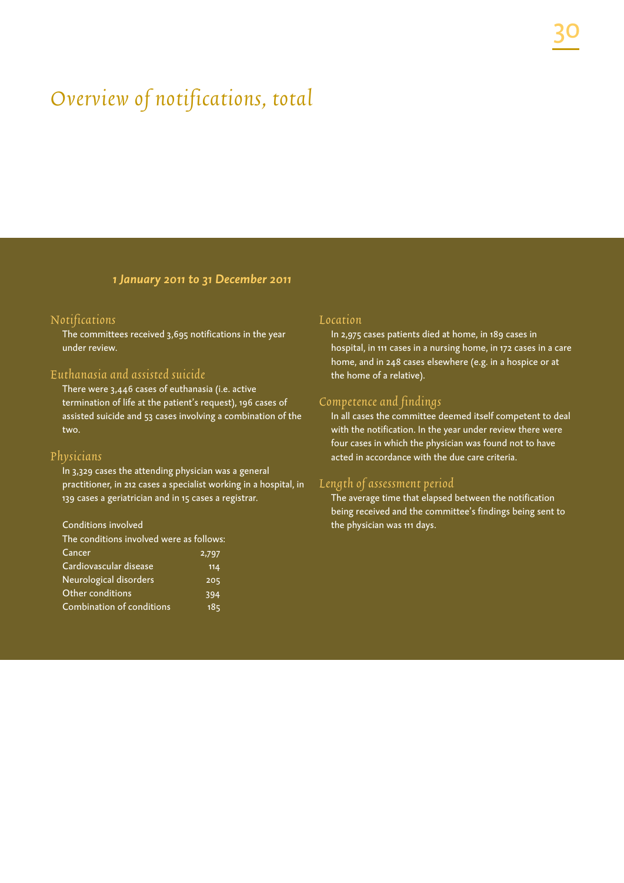# *Overview of notifications, total*

***1 January 2011 to 31 December 2011***

## *Notifications*

The committees received 3,695 notifications in the year under review.

## *Euthanasia and assisted suicide*

There were 3,446 cases of euthanasia (i.e. active termination of life at the patient's request), 196 cases of assisted suicide and 53 cases involving a combination of the two.

## *Physicians*

In 3,329 cases the attending physician was a general practitioner, in 212 cases a specialist working in a hospital, in 139 cases a geriatrician and in 15 cases a registrar.

Conditions involved

The conditions involved were as follows:

| | |
|---|---|
| Cancer | 2,797 |
| Cardiovascular disease | 114 |
| Neurological disorders | 205 |
| Other conditions | 394 |
| Combination of conditions | 185 |

## *Location*

In 2,975 cases patients died at home, in 189 cases in hospital, in 111 cases in a nursing home, in 172 cases in a care home, and in 248 cases elsewhere (e.g. in a hospice or at the home of a relative).

## *Competence and findings*

In all cases the committee deemed itself competent to deal with the notification. In the year under review there were four cases in which the physician was found not to have acted in accordance with the due care criteria.

## *Length of assessment period*

The average time that elapsed between the notification being received and the committee's findings being sent to the physician was 111 days.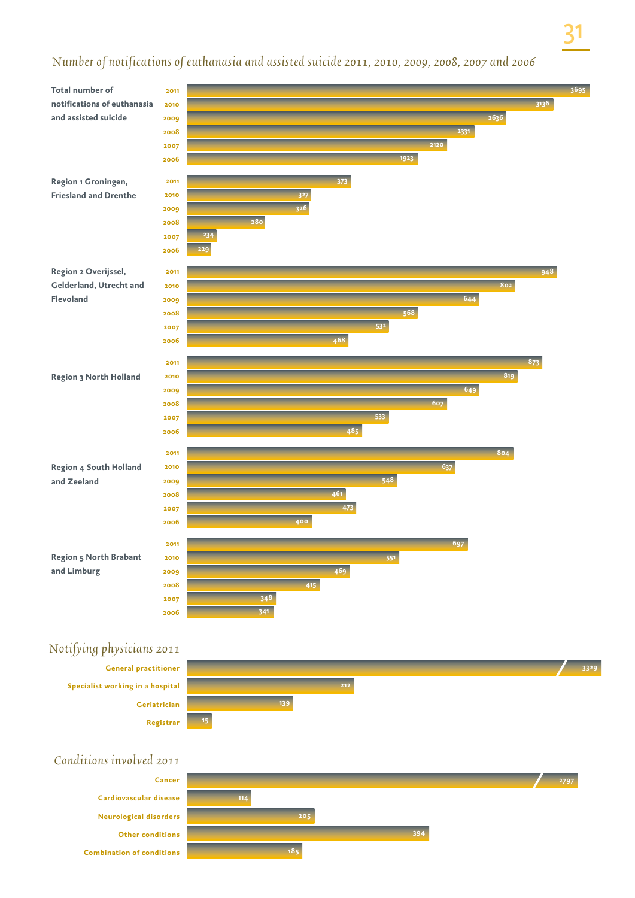## Number of notifications of euthanasia and assisted suicide 2011, 2010, 2009, 2008, 2007 and 2006

| | 2011 | 2010 | 2009 | 2008 | 2007 | 2006 |
|---|---|---|---|---|---|---|
| **Total number of notifications of euthanasia and assisted suicide** | 3695 | 3136 | 2636 | 2331 | 2120 | 1923 |
| **Region 1 Groningen, Friesland and Drenthe** | 373 | 327 | 326 | 280 | 234 | 229 |
| **Region 2 Overijssel, Gelderland, Utrecht and Flevoland** | 948 | 802 | 644 | 568 | 532 | 468 |
| **Region 3 North Holland** | 873 | 819 | 649 | 607 | 533 | 485 |
| **Region 4 South Holland and Zeeland** | 804 | 637 | 548 | 461 | 473 | 400 |
| **Region 5 North Brabant and Limburg** | 697 | 551 | 469 | 415 | 348 | 341 |

## Notifying physicians 2011

| | |
|---|---|
| General practitioner | 3329 |
| Specialist working in a hospital | 212 |
| Geriatrician | 139 |
| Registrar | 15 |

## Conditions involved 2011

| | |
|---|---|
| Cancer | 2797 |
| Cardiovascular disease | 114 |
| Neurological disorders | 205 |
| Other conditions | 394 |
| Combination of conditions | 185 |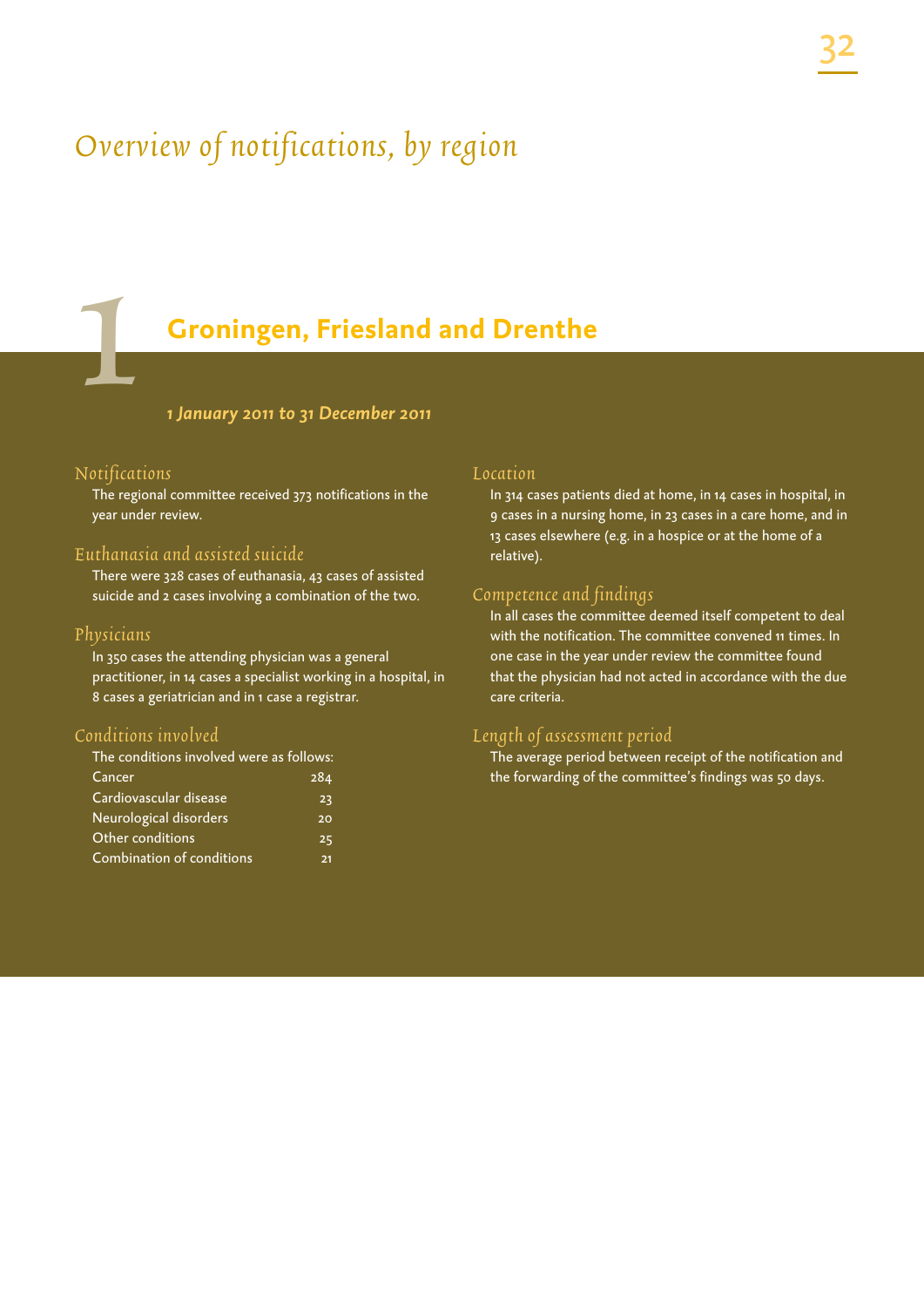# Overview of notifications, by region

## 1 Groningen, Friesland and Drenthe

***1 January 2011 to 31 December 2011***

### Notifications

The regional committee received 373 notifications in the year under review.

### Euthanasia and assisted suicide

There were 328 cases of euthanasia, 43 cases of assisted suicide and 2 cases involving a combination of the two.

### Physicians

In 350 cases the attending physician was a general practitioner, in 14 cases a specialist working in a hospital, in 8 cases a geriatrician and in 1 case a registrar.

### Conditions involved

The conditions involved were as follows:

| Condition | Number |
|---|---|
| Cancer | 284 |
| Cardiovascular disease | 23 |
| Neurological disorders | 20 |
| Other conditions | 25 |
| Combination of conditions | 21 |

### Location

In 314 cases patients died at home, in 14 cases in hospital, in 9 cases in a nursing home, in 23 cases in a care home, and in 13 cases elsewhere (e.g. in a hospice or at the home of a relative).

### Competence and findings

In all cases the committee deemed itself competent to deal with the notification. The committee convened 11 times. In one case in the year under review the committee found that the physician had not acted in accordance with the due care criteria.

### Length of assessment period

The average period between receipt of the notification and the forwarding of the committee's findings was 50 days.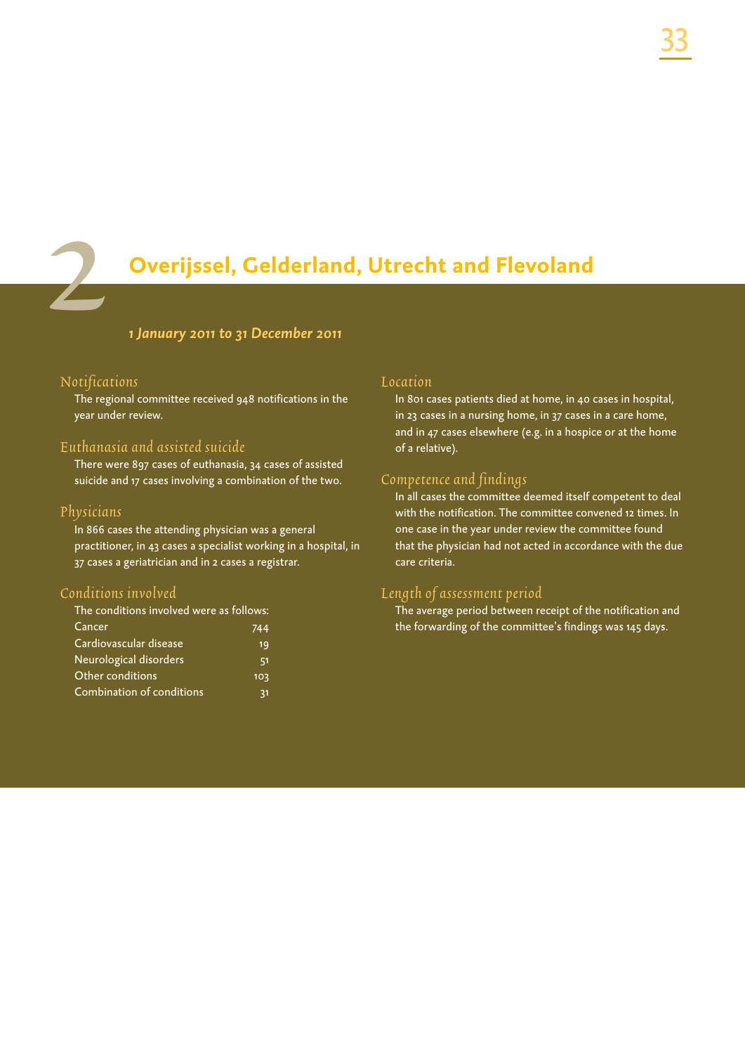# 2 Overijssel, Gelderland, Utrecht and Flevoland

*1 January 2011 to 31 December 2011*

## Notifications

The regional committee received 948 notifications in the year under review.

## Euthanasia and assisted suicide

There were 897 cases of euthanasia, 34 cases of assisted suicide and 17 cases involving a combination of the two.

## Physicians

In 866 cases the attending physician was a general practitioner, in 43 cases a specialist working in a hospital, in 37 cases a geriatrician and in 2 cases a registrar.

## Conditions involved

The conditions involved were as follows:

| | |
|---|---|
| Cancer | 744 |
| Cardiovascular disease | 19 |
| Neurological disorders | 51 |
| Other conditions | 103 |
| Combination of conditions | 31 |

## Location

In 801 cases patients died at home, in 40 cases in hospital, in 23 cases in a nursing home, in 37 cases in a care home, and in 47 cases elsewhere (e.g. in a hospice or at the home of a relative).

## Competence and findings

In all cases the committee deemed itself competent to deal with the notification. The committee convened 12 times. In one case in the year under review the committee found that the physician had not acted in accordance with the due care criteria.

## Length of assessment period

The average period between receipt of the notification and the forwarding of the committee's findings was 145 days.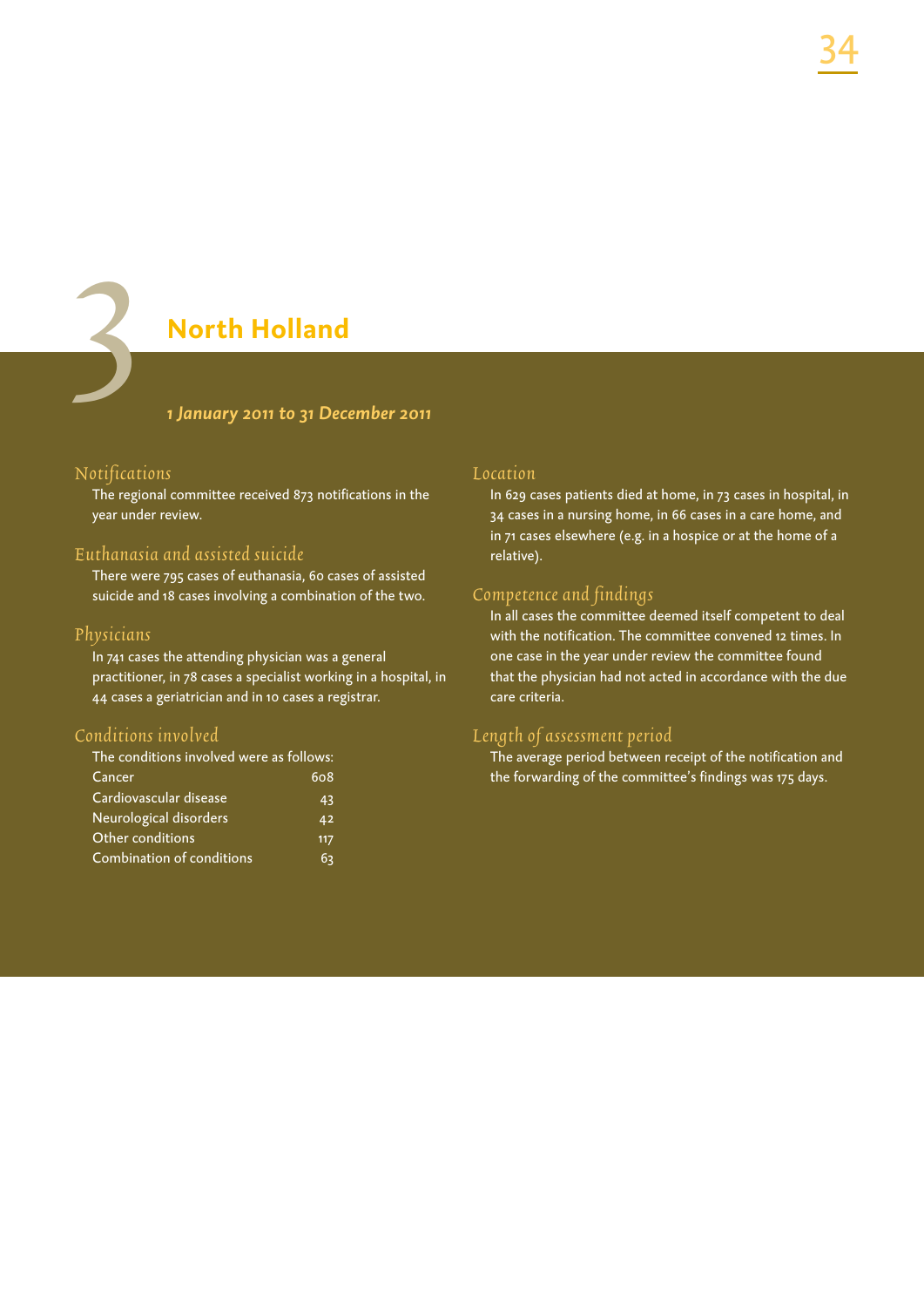# 3 North Holland

*1 January 2011 to 31 December 2011*

## Notifications

The regional committee received 873 notifications in the year under review.

## Euthanasia and assisted suicide

There were 795 cases of euthanasia, 60 cases of assisted suicide and 18 cases involving a combination of the two.

## Physicians

In 741 cases the attending physician was a general practitioner, in 78 cases a specialist working in a hospital, in 44 cases a geriatrician and in 10 cases a registrar.

## Conditions involved

The conditions involved were as follows:

| Condition | Cases |
|---|---|
| Cancer | 608 |
| Cardiovascular disease | 43 |
| Neurological disorders | 42 |
| Other conditions | 117 |
| Combination of conditions | 63 |

## Location

In 629 cases patients died at home, in 73 cases in hospital, in 34 cases in a nursing home, in 66 cases in a care home, and in 71 cases elsewhere (e.g. in a hospice or at the home of a relative).

## Competence and findings

In all cases the committee deemed itself competent to deal with the notification. The committee convened 12 times. In one case in the year under review the committee found that the physician had not acted in accordance with the due care criteria.

## Length of assessment period

The average period between receipt of the notification and the forwarding of the committee's findings was 175 days.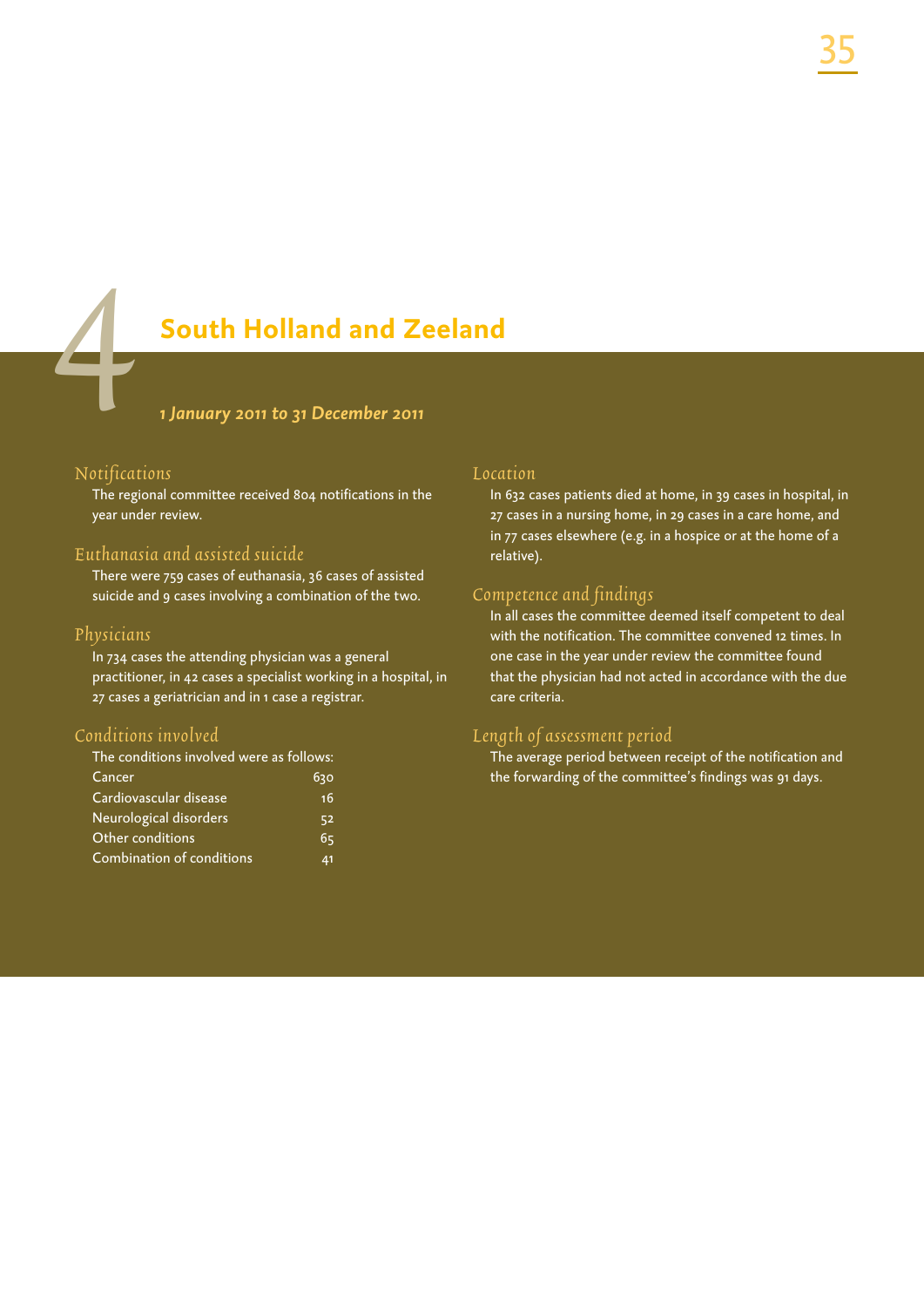# 4 South Holland and Zeeland

***1 January 2011 to 31 December 2011***

## Notifications

The regional committee received 804 notifications in the year under review.

## Euthanasia and assisted suicide

There were 759 cases of euthanasia, 36 cases of assisted suicide and 9 cases involving a combination of the two.

## Physicians

In 734 cases the attending physician was a general practitioner, in 42 cases a specialist working in a hospital, in 27 cases a geriatrician and in 1 case a registrar.

## Conditions involved

The conditions involved were as follows:

| Condition | Cases |
|---|---|
| Cancer | 630 |
| Cardiovascular disease | 16 |
| Neurological disorders | 52 |
| Other conditions | 65 |
| Combination of conditions | 41 |

## Location

In 632 cases patients died at home, in 39 cases in hospital, in 27 cases in a nursing home, in 29 cases in a care home, and in 77 cases elsewhere (e.g. in a hospice or at the home of a relative).

## Competence and findings

In all cases the committee deemed itself competent to deal with the notification. The committee convened 12 times. In one case in the year under review the committee found that the physician had not acted in accordance with the due care criteria.

## Length of assessment period

The average period between receipt of the notification and the forwarding of the committee's findings was 91 days.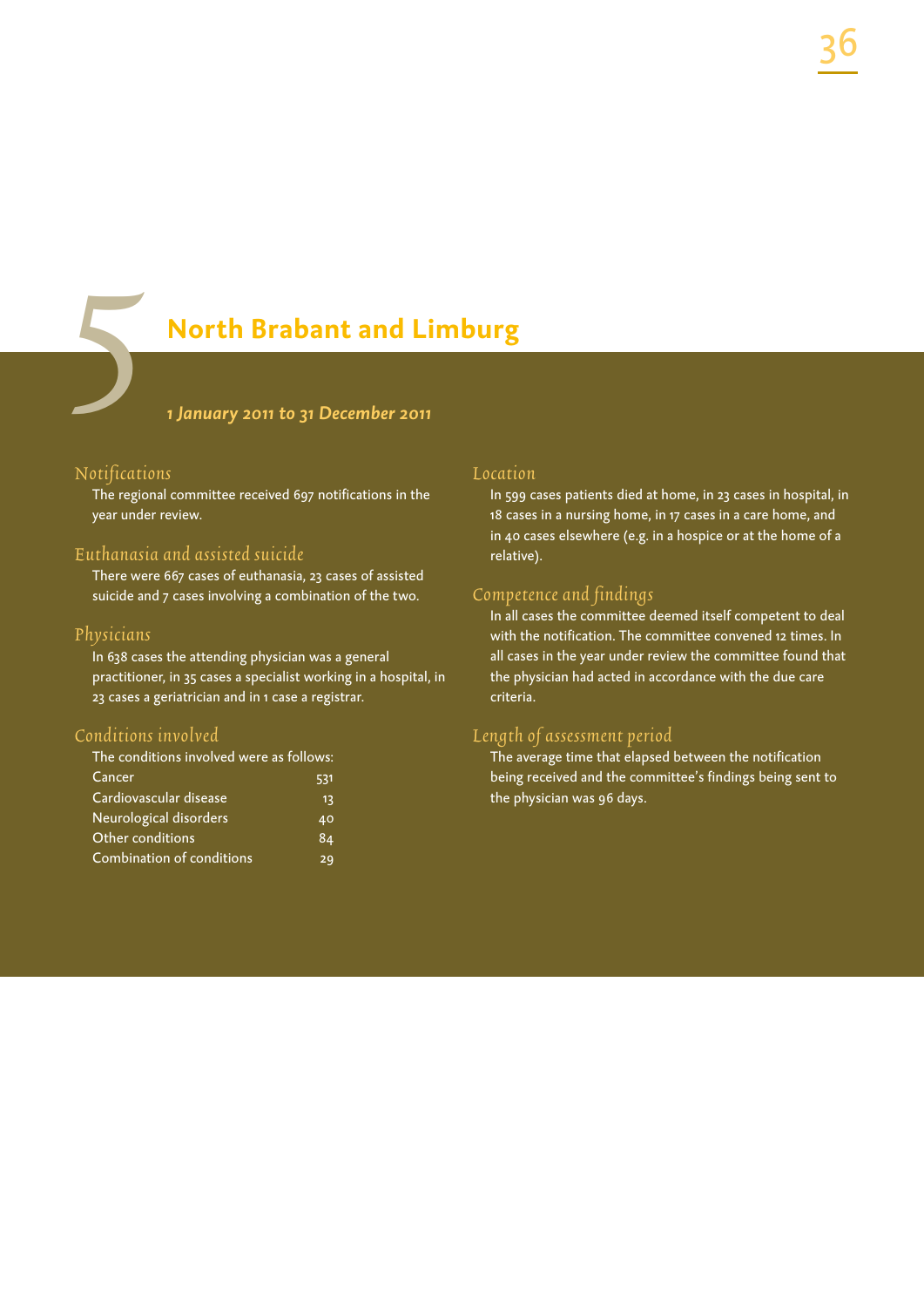# 5 North Brabant and Limburg

*1 January 2011 to 31 December 2011*

## Notifications

The regional committee received 697 notifications in the year under review.

## Euthanasia and assisted suicide

There were 667 cases of euthanasia, 23 cases of assisted suicide and 7 cases involving a combination of the two.

## Physicians

In 638 cases the attending physician was a general practitioner, in 35 cases a specialist working in a hospital, in 23 cases a geriatrician and in 1 case a registrar.

## Conditions involved

The conditions involved were as follows:

| | |
|---|---|
| Cancer | 531 |
| Cardiovascular disease | 13 |
| Neurological disorders | 40 |
| Other conditions | 84 |
| Combination of conditions | 29 |

## Location

In 599 cases patients died at home, in 23 cases in hospital, in 18 cases in a nursing home, in 17 cases in a care home, and in 40 cases elsewhere (e.g. in a hospice or at the home of a relative).

## Competence and findings

In all cases the committee deemed itself competent to deal with the notification. The committee convened 12 times. In all cases in the year under review the committee found that the physician had acted in accordance with the due care criteria.

## Length of assessment period

The average time that elapsed between the notification being received and the committee's findings being sent to the physician was 96 days.